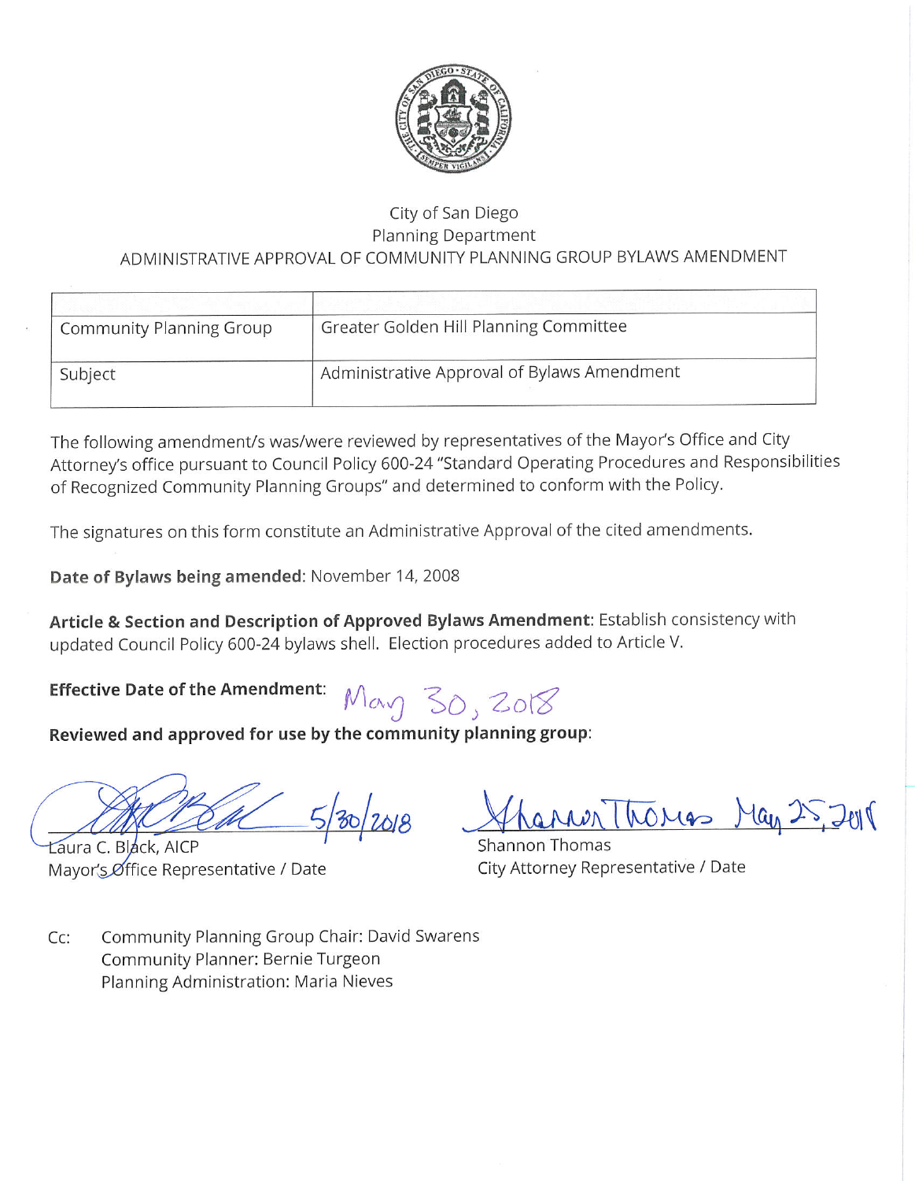City of San Diego
Planning Department
ADMINISTRATIVE APPROVAL OF COMMUNITY PLANNING GROUP BYLAWS AMENDMENT

| | |
|---|---|
| Community Planning Group | Greater Golden Hill Planning Committee |
| Subject | Administrative Approval of Bylaws Amendment |

The following amendment/s was/were reviewed by representatives of the Mayor's Office and City Attorney's office pursuant to Council Policy 600-24 "Standard Operating Procedures and Responsibilities of Recognized Community Planning Groups" and determined to conform with the Policy.

The signatures on this form constitute an Administrative Approval of the cited amendments.

**Date of Bylaws being amended**: November 14, 2008

**Article & Section and Description of Approved Bylaws Amendment**: Establish consistency with updated Council Policy 600-24 bylaws shell. Election procedures added to Article V.

**Effective Date of the Amendment**: May 30, 2018

**Reviewed and approved for use by the community planning group**:

5/30/2018
Laura C. Black, AICP
Mayor's Office Representative / Date

May 25, 2018
Shannon Thomas
City Attorney Representative / Date

Cc: Community Planning Group Chair: David Swarens
Community Planner: Bernie Turgeon
Planning Administration: Maria Nieves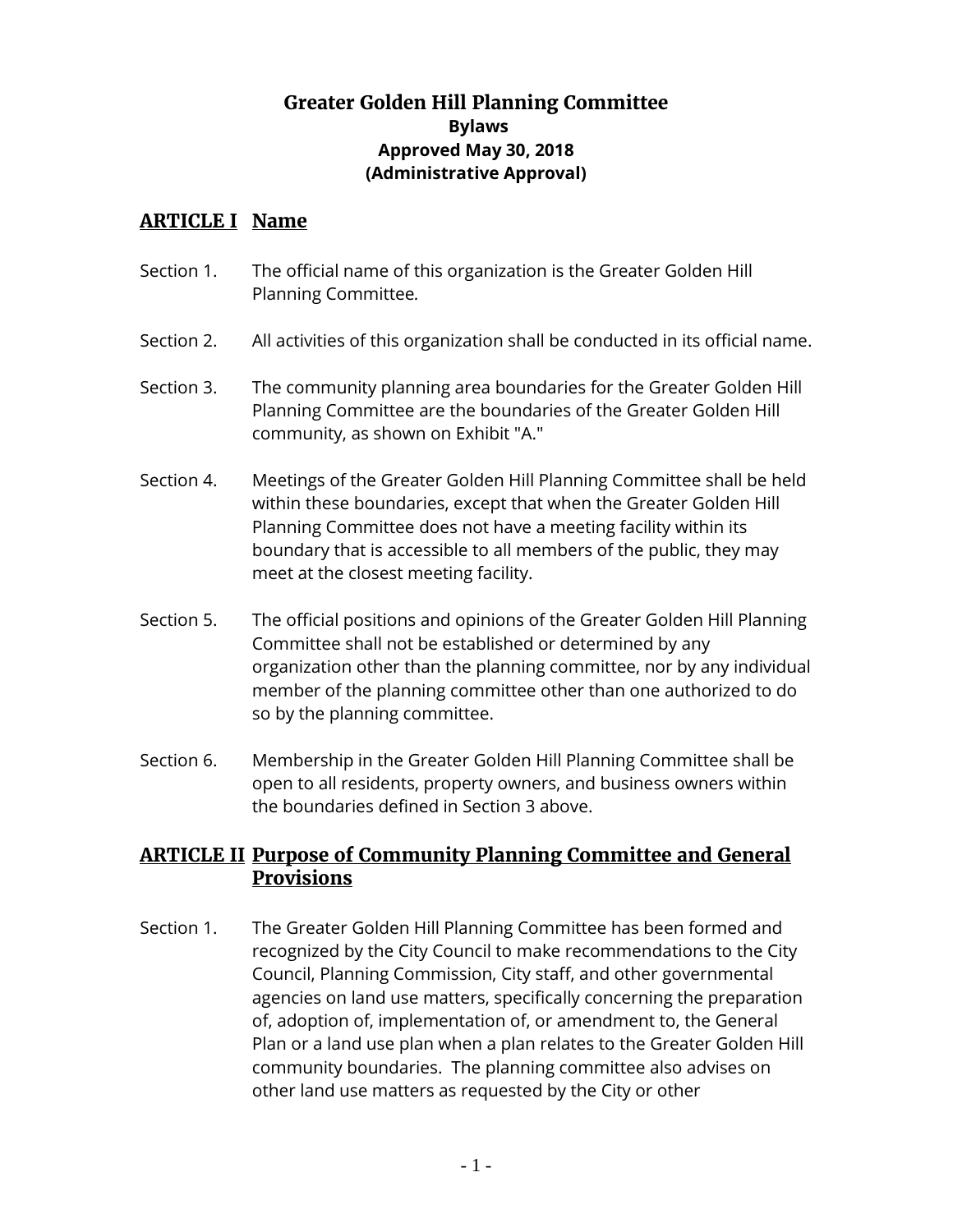# Greater Golden Hill Planning Committee

**Bylaws**
**Approved May 30, 2018**
**(Administrative Approval)**

## ARTICLE I Name

Section 1. The official name of this organization is the Greater Golden Hill Planning Committee.

Section 2. All activities of this organization shall be conducted in its official name.

Section 3. The community planning area boundaries for the Greater Golden Hill Planning Committee are the boundaries of the Greater Golden Hill community, as shown on Exhibit "A."

Section 4. Meetings of the Greater Golden Hill Planning Committee shall be held within these boundaries, except that when the Greater Golden Hill Planning Committee does not have a meeting facility within its boundary that is accessible to all members of the public, they may meet at the closest meeting facility.

Section 5. The official positions and opinions of the Greater Golden Hill Planning Committee shall not be established or determined by any organization other than the planning committee, nor by any individual member of the planning committee other than one authorized to do so by the planning committee.

Section 6. Membership in the Greater Golden Hill Planning Committee shall be open to all residents, property owners, and business owners within the boundaries defined in Section 3 above.

## ARTICLE II Purpose of Community Planning Committee and General Provisions

Section 1. The Greater Golden Hill Planning Committee has been formed and recognized by the City Council to make recommendations to the City Council, Planning Commission, City staff, and other governmental agencies on land use matters, specifically concerning the preparation of, adoption of, implementation of, or amendment to, the General Plan or a land use plan when a plan relates to the Greater Golden Hill community boundaries. The planning committee also advises on other land use matters as requested by the City or other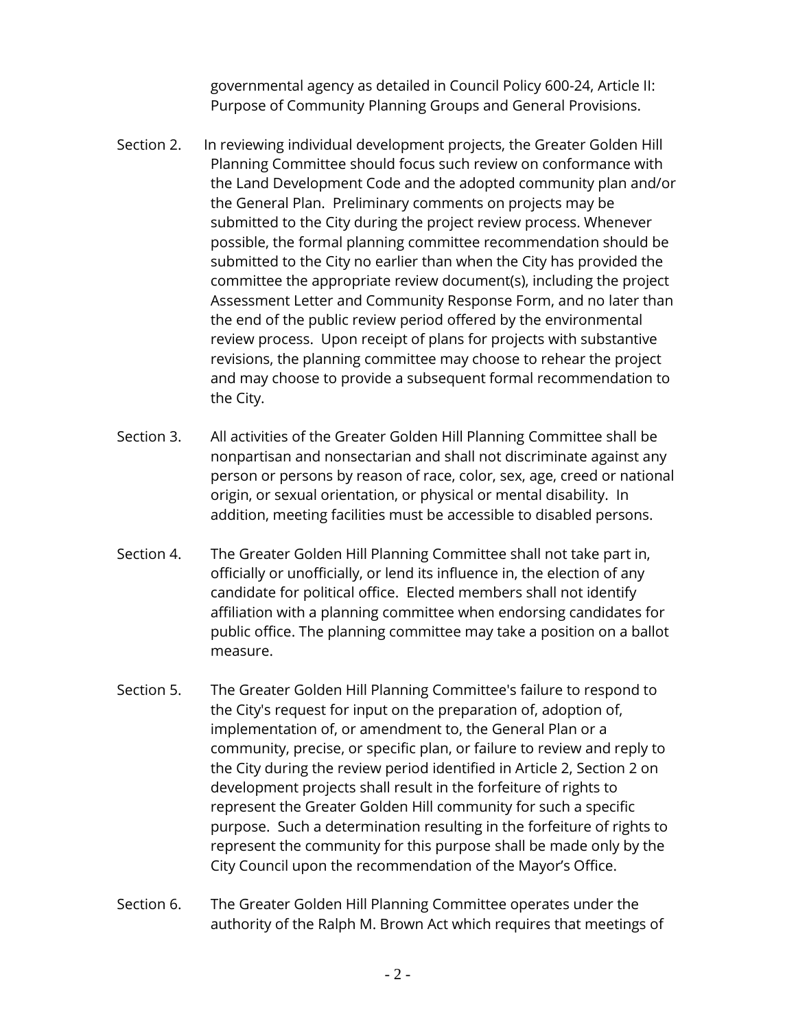governmental agency as detailed in Council Policy 600-24, Article II: Purpose of Community Planning Groups and General Provisions.

Section 2. In reviewing individual development projects, the Greater Golden Hill Planning Committee should focus such review on conformance with the Land Development Code and the adopted community plan and/or the General Plan. Preliminary comments on projects may be submitted to the City during the project review process. Whenever possible, the formal planning committee recommendation should be submitted to the City no earlier than when the City has provided the committee the appropriate review document(s), including the project Assessment Letter and Community Response Form, and no later than the end of the public review period offered by the environmental review process. Upon receipt of plans for projects with substantive revisions, the planning committee may choose to rehear the project and may choose to provide a subsequent formal recommendation to the City.

Section 3. All activities of the Greater Golden Hill Planning Committee shall be nonpartisan and nonsectarian and shall not discriminate against any person or persons by reason of race, color, sex, age, creed or national origin, or sexual orientation, or physical or mental disability. In addition, meeting facilities must be accessible to disabled persons.

Section 4. The Greater Golden Hill Planning Committee shall not take part in, officially or unofficially, or lend its influence in, the election of any candidate for political office. Elected members shall not identify affiliation with a planning committee when endorsing candidates for public office. The planning committee may take a position on a ballot measure.

Section 5. The Greater Golden Hill Planning Committee's failure to respond to the City's request for input on the preparation of, adoption of, implementation of, or amendment to, the General Plan or a community, precise, or specific plan, or failure to review and reply to the City during the review period identified in Article 2, Section 2 on development projects shall result in the forfeiture of rights to represent the Greater Golden Hill community for such a specific purpose. Such a determination resulting in the forfeiture of rights to represent the community for this purpose shall be made only by the City Council upon the recommendation of the Mayor's Office.

Section 6. The Greater Golden Hill Planning Committee operates under the authority of the Ralph M. Brown Act which requires that meetings of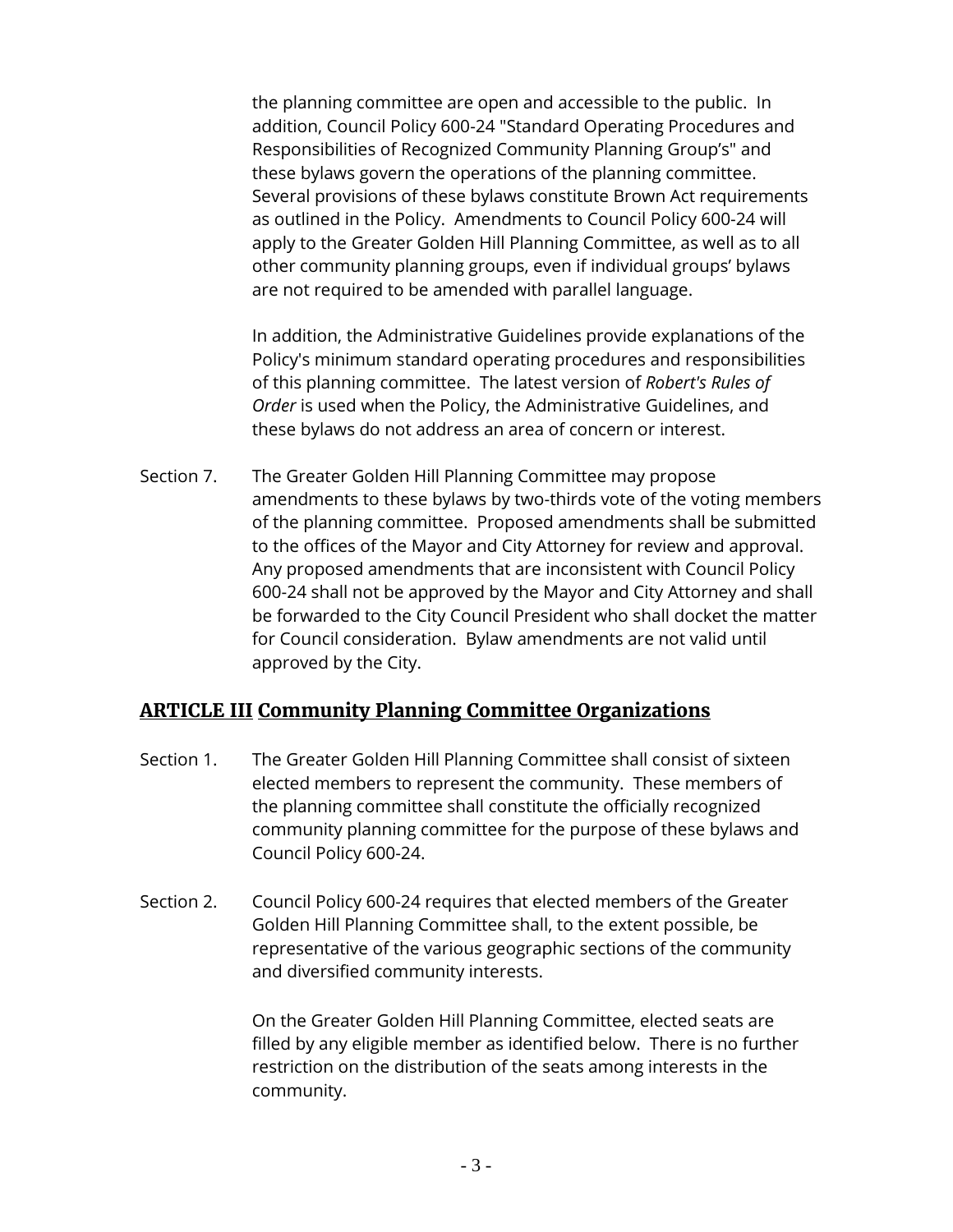the planning committee are open and accessible to the public. In addition, Council Policy 600-24 "Standard Operating Procedures and Responsibilities of Recognized Community Planning Group's" and these bylaws govern the operations of the planning committee. Several provisions of these bylaws constitute Brown Act requirements as outlined in the Policy. Amendments to Council Policy 600-24 will apply to the Greater Golden Hill Planning Committee, as well as to all other community planning groups, even if individual groups' bylaws are not required to be amended with parallel language.

In addition, the Administrative Guidelines provide explanations of the Policy's minimum standard operating procedures and responsibilities of this planning committee. The latest version of *Robert's Rules of Order* is used when the Policy, the Administrative Guidelines, and these bylaws do not address an area of concern or interest.

Section 7. The Greater Golden Hill Planning Committee may propose amendments to these bylaws by two-thirds vote of the voting members of the planning committee. Proposed amendments shall be submitted to the offices of the Mayor and City Attorney for review and approval. Any proposed amendments that are inconsistent with Council Policy 600-24 shall not be approved by the Mayor and City Attorney and shall be forwarded to the City Council President who shall docket the matter for Council consideration. Bylaw amendments are not valid until approved by the City.

## ARTICLE III Community Planning Committee Organizations

Section 1. The Greater Golden Hill Planning Committee shall consist of sixteen elected members to represent the community. These members of the planning committee shall constitute the officially recognized community planning committee for the purpose of these bylaws and Council Policy 600-24.

Section 2. Council Policy 600-24 requires that elected members of the Greater Golden Hill Planning Committee shall, to the extent possible, be representative of the various geographic sections of the community and diversified community interests.

On the Greater Golden Hill Planning Committee, elected seats are filled by any eligible member as identified below. There is no further restriction on the distribution of the seats among interests in the community.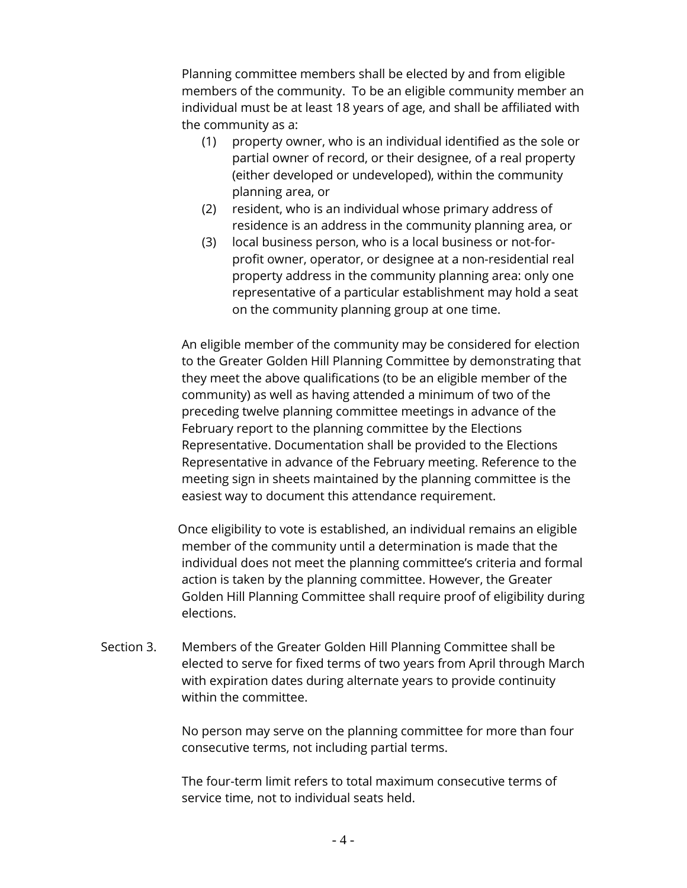Planning committee members shall be elected by and from eligible members of the community. To be an eligible community member an individual must be at least 18 years of age, and shall be affiliated with the community as a:

(1) property owner, who is an individual identified as the sole or partial owner of record, or their designee, of a real property (either developed or undeveloped), within the community planning area, or

(2) resident, who is an individual whose primary address of residence is an address in the community planning area, or

(3) local business person, who is a local business or not-for-profit owner, operator, or designee at a non-residential real property address in the community planning area: only one representative of a particular establishment may hold a seat on the community planning group at one time.

An eligible member of the community may be considered for election to the Greater Golden Hill Planning Committee by demonstrating that they meet the above qualifications (to be an eligible member of the community) as well as having attended a minimum of two of the preceding twelve planning committee meetings in advance of the February report to the planning committee by the Elections Representative. Documentation shall be provided to the Elections Representative in advance of the February meeting. Reference to the meeting sign in sheets maintained by the planning committee is the easiest way to document this attendance requirement.

Once eligibility to vote is established, an individual remains an eligible member of the community until a determination is made that the individual does not meet the planning committee's criteria and formal action is taken by the planning committee. However, the Greater Golden Hill Planning Committee shall require proof of eligibility during elections.

Section 3. Members of the Greater Golden Hill Planning Committee shall be elected to serve for fixed terms of two years from April through March with expiration dates during alternate years to provide continuity within the committee.

No person may serve on the planning committee for more than four consecutive terms, not including partial terms.

The four-term limit refers to total maximum consecutive terms of service time, not to individual seats held.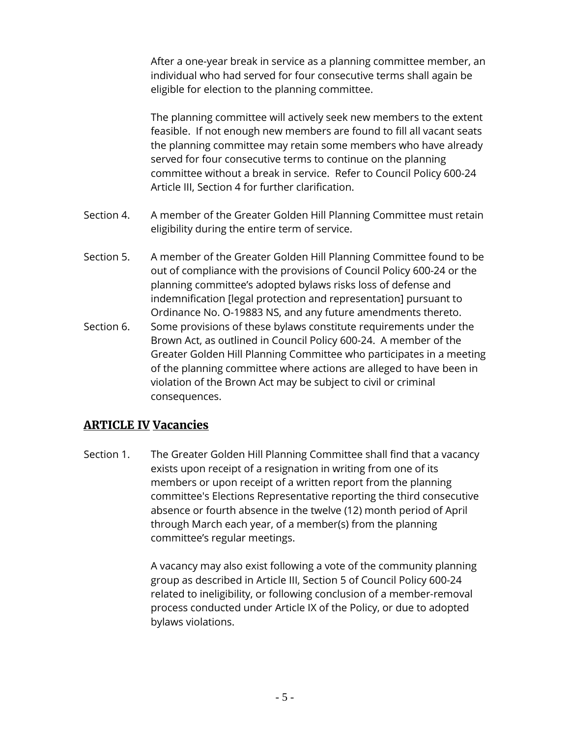After a one-year break in service as a planning committee member, an individual who had served for four consecutive terms shall again be eligible for election to the planning committee.

The planning committee will actively seek new members to the extent feasible. If not enough new members are found to fill all vacant seats the planning committee may retain some members who have already served for four consecutive terms to continue on the planning committee without a break in service. Refer to Council Policy 600-24 Article III, Section 4 for further clarification.

Section 4. A member of the Greater Golden Hill Planning Committee must retain eligibility during the entire term of service.

Section 5. A member of the Greater Golden Hill Planning Committee found to be out of compliance with the provisions of Council Policy 600-24 or the planning committee's adopted bylaws risks loss of defense and indemnification [legal protection and representation] pursuant to Ordinance No. O-19883 NS, and any future amendments thereto.

Section 6. Some provisions of these bylaws constitute requirements under the Brown Act, as outlined in Council Policy 600-24. A member of the Greater Golden Hill Planning Committee who participates in a meeting of the planning committee where actions are alleged to have been in violation of the Brown Act may be subject to civil or criminal consequences.

## ARTICLE IV Vacancies

Section 1. The Greater Golden Hill Planning Committee shall find that a vacancy exists upon receipt of a resignation in writing from one of its members or upon receipt of a written report from the planning committee's Elections Representative reporting the third consecutive absence or fourth absence in the twelve (12) month period of April through March each year, of a member(s) from the planning committee's regular meetings.

A vacancy may also exist following a vote of the community planning group as described in Article III, Section 5 of Council Policy 600-24 related to ineligibility, or following conclusion of a member-removal process conducted under Article IX of the Policy, or due to adopted bylaws violations.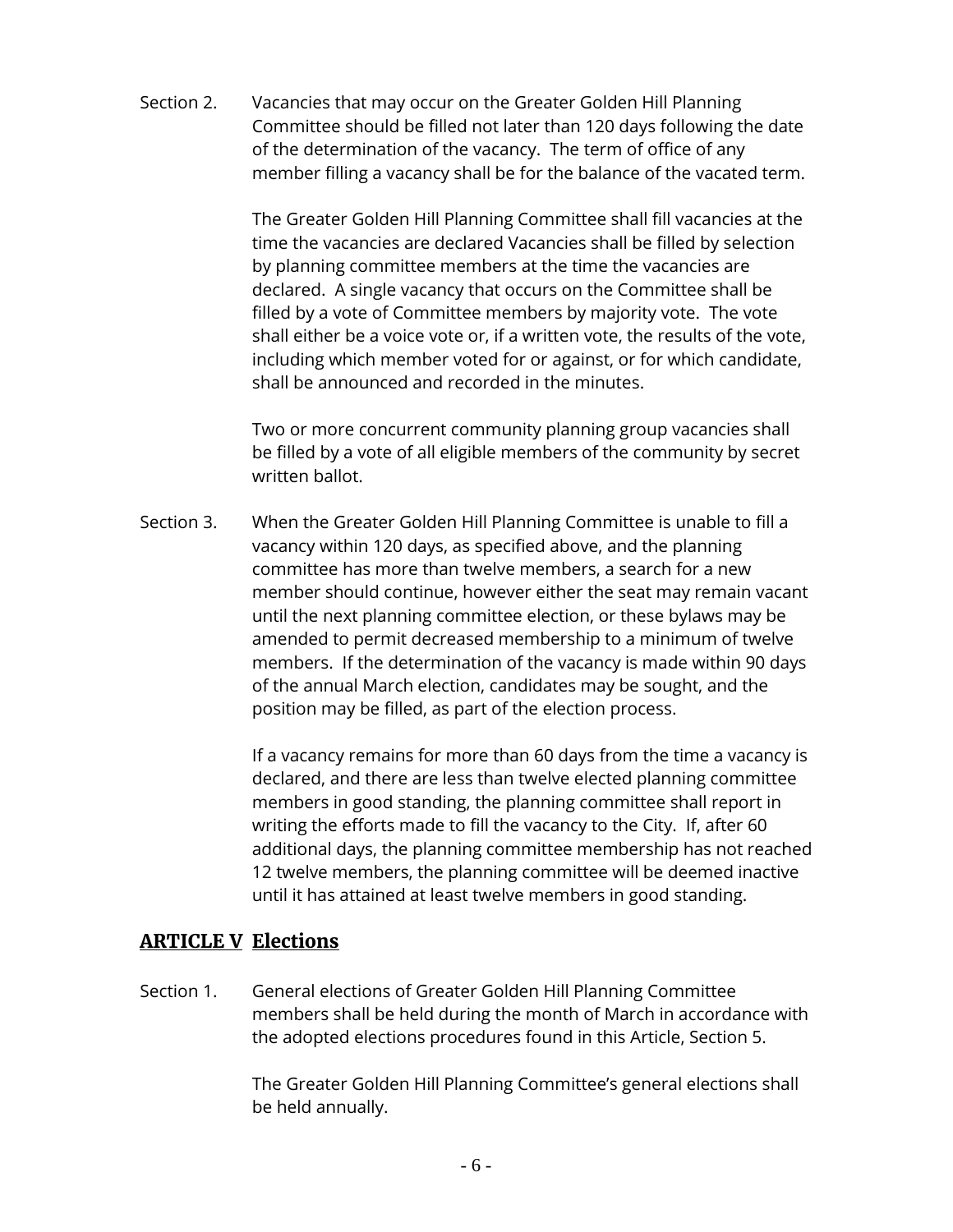Section 2. Vacancies that may occur on the Greater Golden Hill Planning Committee should be filled not later than 120 days following the date of the determination of the vacancy. The term of office of any member filling a vacancy shall be for the balance of the vacated term.

The Greater Golden Hill Planning Committee shall fill vacancies at the time the vacancies are declared Vacancies shall be filled by selection by planning committee members at the time the vacancies are declared. A single vacancy that occurs on the Committee shall be filled by a vote of Committee members by majority vote. The vote shall either be a voice vote or, if a written vote, the results of the vote, including which member voted for or against, or for which candidate, shall be announced and recorded in the minutes.

Two or more concurrent community planning group vacancies shall be filled by a vote of all eligible members of the community by secret written ballot.

Section 3. When the Greater Golden Hill Planning Committee is unable to fill a vacancy within 120 days, as specified above, and the planning committee has more than twelve members, a search for a new member should continue, however either the seat may remain vacant until the next planning committee election, or these bylaws may be amended to permit decreased membership to a minimum of twelve members. If the determination of the vacancy is made within 90 days of the annual March election, candidates may be sought, and the position may be filled, as part of the election process.

If a vacancy remains for more than 60 days from the time a vacancy is declared, and there are less than twelve elected planning committee members in good standing, the planning committee shall report in writing the efforts made to fill the vacancy to the City. If, after 60 additional days, the planning committee membership has not reached 12 twelve members, the planning committee will be deemed inactive until it has attained at least twelve members in good standing.

## ARTICLE V Elections

Section 1. General elections of Greater Golden Hill Planning Committee members shall be held during the month of March in accordance with the adopted elections procedures found in this Article, Section 5.

The Greater Golden Hill Planning Committee's general elections shall be held annually.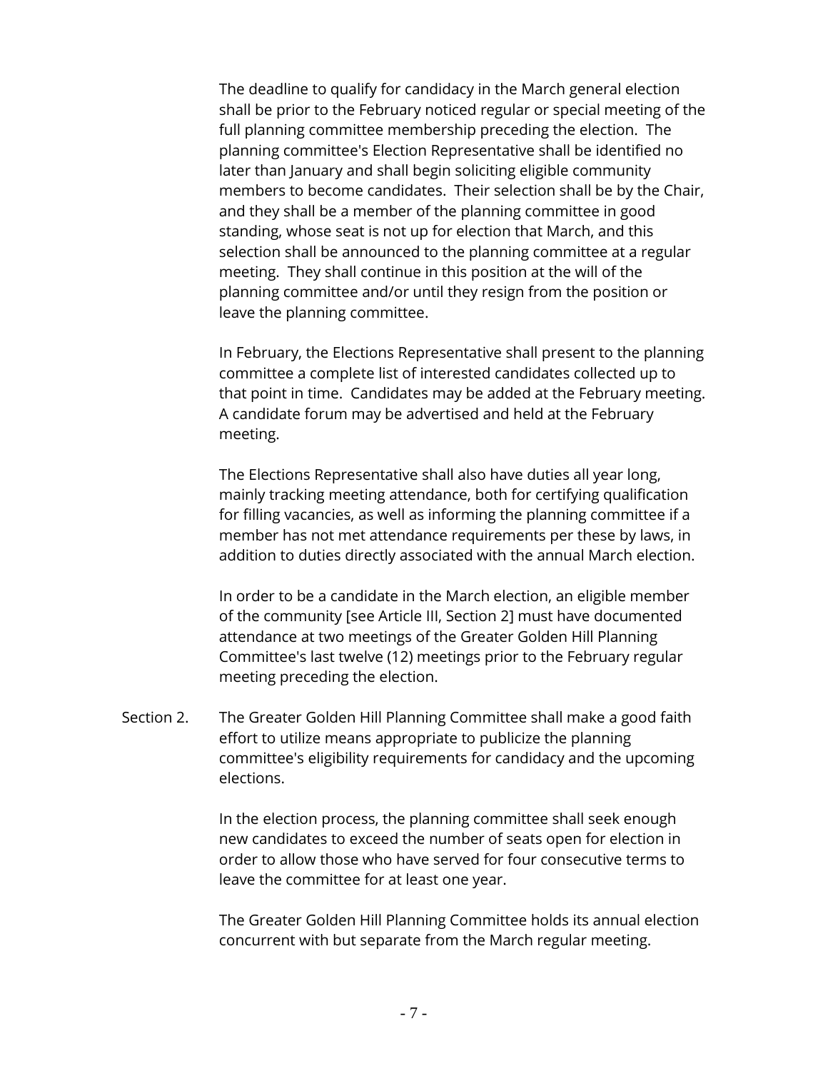The deadline to qualify for candidacy in the March general election shall be prior to the February noticed regular or special meeting of the full planning committee membership preceding the election. The planning committee's Election Representative shall be identified no later than January and shall begin soliciting eligible community members to become candidates. Their selection shall be by the Chair, and they shall be a member of the planning committee in good standing, whose seat is not up for election that March, and this selection shall be announced to the planning committee at a regular meeting. They shall continue in this position at the will of the planning committee and/or until they resign from the position or leave the planning committee.

In February, the Elections Representative shall present to the planning committee a complete list of interested candidates collected up to that point in time. Candidates may be added at the February meeting. A candidate forum may be advertised and held at the February meeting.

The Elections Representative shall also have duties all year long, mainly tracking meeting attendance, both for certifying qualification for filling vacancies, as well as informing the planning committee if a member has not met attendance requirements per these by laws, in addition to duties directly associated with the annual March election.

In order to be a candidate in the March election, an eligible member of the community [see Article III, Section 2] must have documented attendance at two meetings of the Greater Golden Hill Planning Committee's last twelve (12) meetings prior to the February regular meeting preceding the election.

Section 2. The Greater Golden Hill Planning Committee shall make a good faith effort to utilize means appropriate to publicize the planning committee's eligibility requirements for candidacy and the upcoming elections.

In the election process, the planning committee shall seek enough new candidates to exceed the number of seats open for election in order to allow those who have served for four consecutive terms to leave the committee for at least one year.

The Greater Golden Hill Planning Committee holds its annual election concurrent with but separate from the March regular meeting.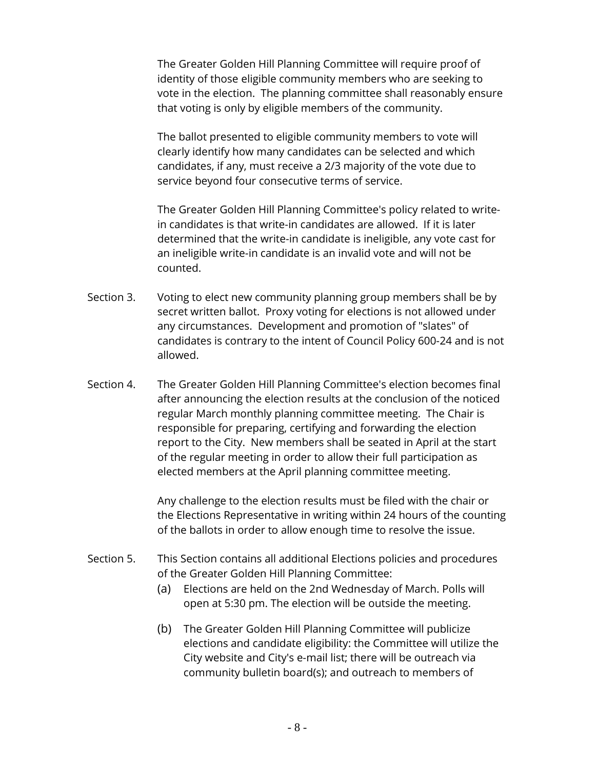The Greater Golden Hill Planning Committee will require proof of identity of those eligible community members who are seeking to vote in the election. The planning committee shall reasonably ensure that voting is only by eligible members of the community.

The ballot presented to eligible community members to vote will clearly identify how many candidates can be selected and which candidates, if any, must receive a 2/3 majority of the vote due to service beyond four consecutive terms of service.

The Greater Golden Hill Planning Committee's policy related to write-in candidates is that write-in candidates are allowed. If it is later determined that the write-in candidate is ineligible, any vote cast for an ineligible write-in candidate is an invalid vote and will not be counted.

Section 3. Voting to elect new community planning group members shall be by secret written ballot. Proxy voting for elections is not allowed under any circumstances. Development and promotion of "slates" of candidates is contrary to the intent of Council Policy 600-24 and is not allowed.

Section 4. The Greater Golden Hill Planning Committee's election becomes final after announcing the election results at the conclusion of the noticed regular March monthly planning committee meeting. The Chair is responsible for preparing, certifying and forwarding the election report to the City. New members shall be seated in April at the start of the regular meeting in order to allow their full participation as elected members at the April planning committee meeting.

Any challenge to the election results must be filed with the chair or the Elections Representative in writing within 24 hours of the counting of the ballots in order to allow enough time to resolve the issue.

Section 5. This Section contains all additional Elections policies and procedures of the Greater Golden Hill Planning Committee:

(a) Elections are held on the 2nd Wednesday of March. Polls will open at 5:30 pm. The election will be outside the meeting.

(b) The Greater Golden Hill Planning Committee will publicize elections and candidate eligibility: the Committee will utilize the City website and City's e-mail list; there will be outreach via community bulletin board(s); and outreach to members of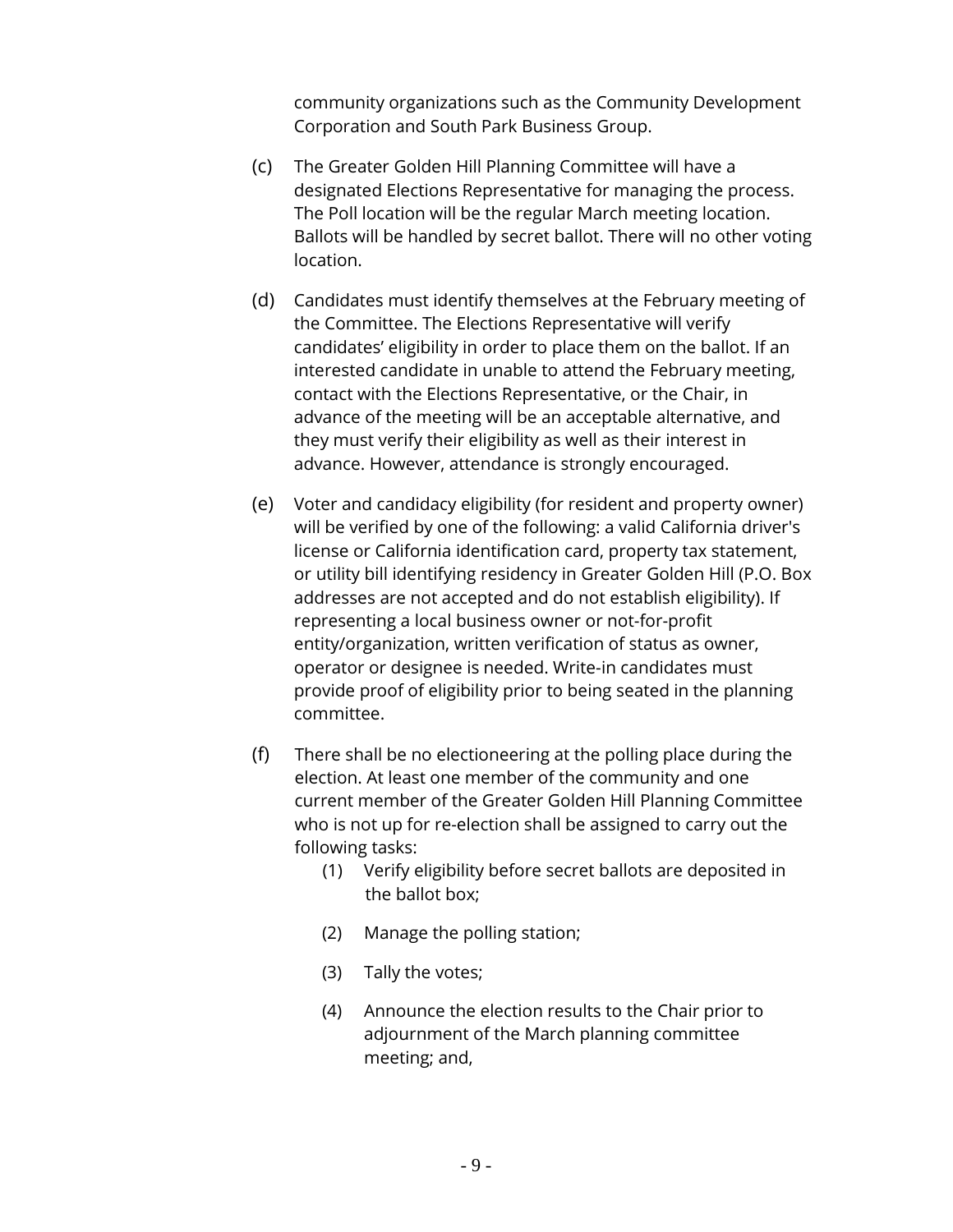community organizations such as the Community Development Corporation and South Park Business Group.

(c) The Greater Golden Hill Planning Committee will have a designated Elections Representative for managing the process. The Poll location will be the regular March meeting location. Ballots will be handled by secret ballot. There will no other voting location.

(d) Candidates must identify themselves at the February meeting of the Committee. The Elections Representative will verify candidates' eligibility in order to place them on the ballot. If an interested candidate in unable to attend the February meeting, contact with the Elections Representative, or the Chair, in advance of the meeting will be an acceptable alternative, and they must verify their eligibility as well as their interest in advance. However, attendance is strongly encouraged.

(e) Voter and candidacy eligibility (for resident and property owner) will be verified by one of the following: a valid California driver's license or California identification card, property tax statement, or utility bill identifying residency in Greater Golden Hill (P.O. Box addresses are not accepted and do not establish eligibility). If representing a local business owner or not-for-profit entity/organization, written verification of status as owner, operator or designee is needed. Write-in candidates must provide proof of eligibility prior to being seated in the planning committee.

(f) There shall be no electioneering at the polling place during the election. At least one member of the community and one current member of the Greater Golden Hill Planning Committee who is not up for re-election shall be assigned to carry out the following tasks:

  (1) Verify eligibility before secret ballots are deposited in the ballot box;

  (2) Manage the polling station;

  (3) Tally the votes;

  (4) Announce the election results to the Chair prior to adjournment of the March planning committee meeting; and,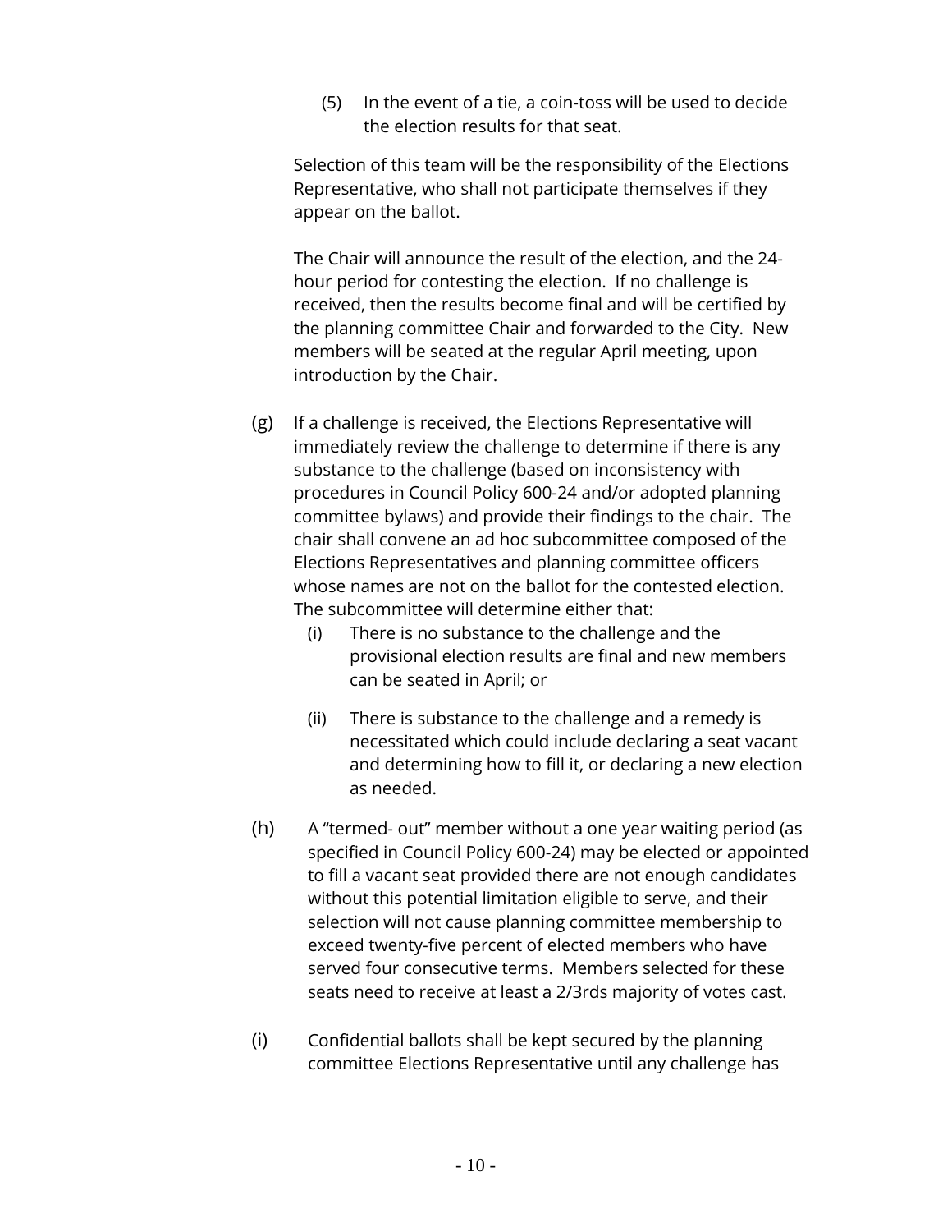(5) In the event of a tie, a coin-toss will be used to decide the election results for that seat.

Selection of this team will be the responsibility of the Elections Representative, who shall not participate themselves if they appear on the ballot.

The Chair will announce the result of the election, and the 24-hour period for contesting the election. If no challenge is received, then the results become final and will be certified by the planning committee Chair and forwarded to the City. New members will be seated at the regular April meeting, upon introduction by the Chair.

(g) If a challenge is received, the Elections Representative will immediately review the challenge to determine if there is any substance to the challenge (based on inconsistency with procedures in Council Policy 600-24 and/or adopted planning committee bylaws) and provide their findings to the chair. The chair shall convene an ad hoc subcommittee composed of the Elections Representatives and planning committee officers whose names are not on the ballot for the contested election. The subcommittee will determine either that:

(i) There is no substance to the challenge and the provisional election results are final and new members can be seated in April; or

(ii) There is substance to the challenge and a remedy is necessitated which could include declaring a seat vacant and determining how to fill it, or declaring a new election as needed.

(h) A "termed- out" member without a one year waiting period (as specified in Council Policy 600-24) may be elected or appointed to fill a vacant seat provided there are not enough candidates without this potential limitation eligible to serve, and their selection will not cause planning committee membership to exceed twenty-five percent of elected members who have served four consecutive terms. Members selected for these seats need to receive at least a 2/3rds majority of votes cast.

(i) Confidential ballots shall be kept secured by the planning committee Elections Representative until any challenge has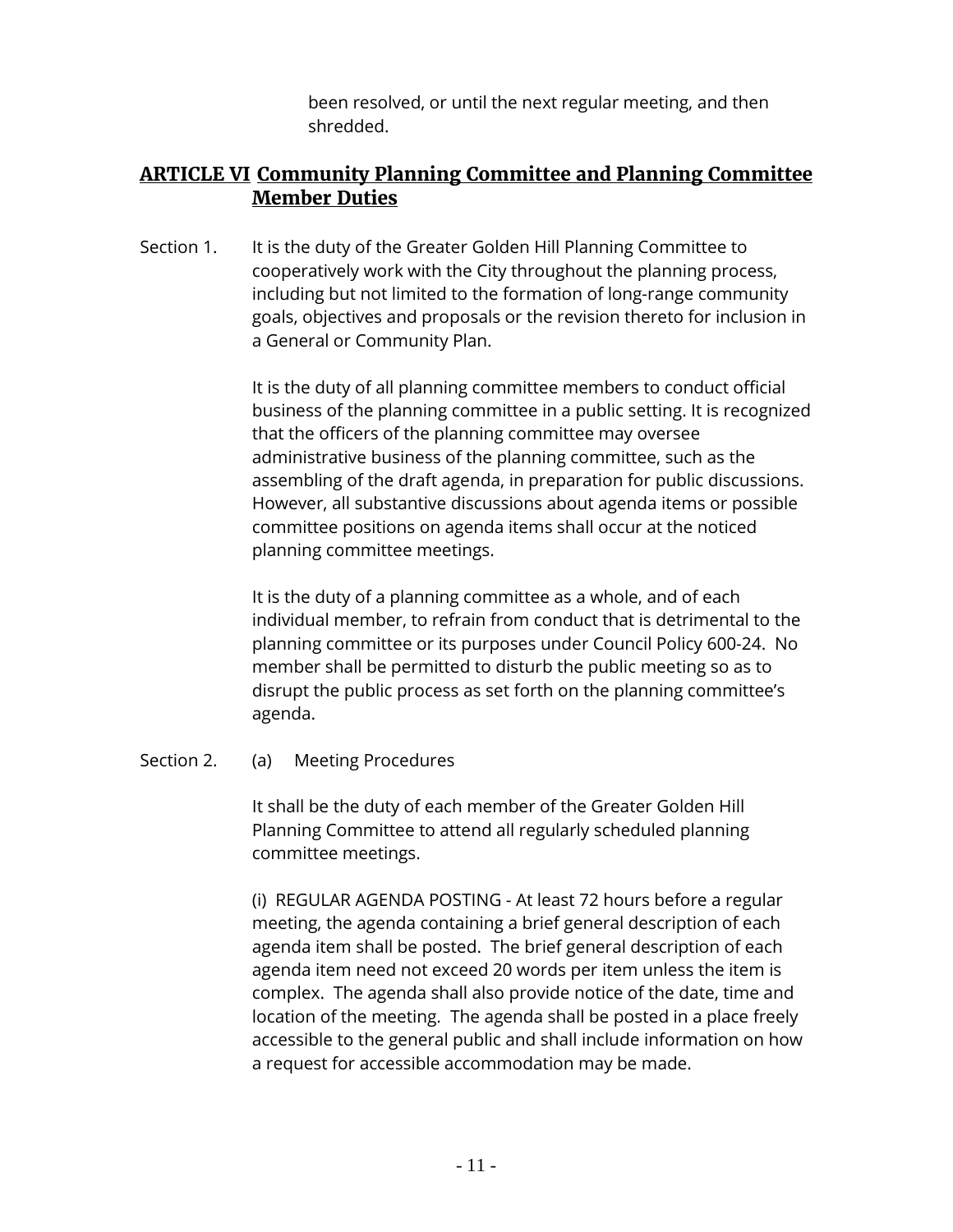been resolved, or until the next regular meeting, and then shredded.

## ARTICLE VI Community Planning Committee and Planning Committee Member Duties

Section 1. It is the duty of the Greater Golden Hill Planning Committee to cooperatively work with the City throughout the planning process, including but not limited to the formation of long-range community goals, objectives and proposals or the revision thereto for inclusion in a General or Community Plan.

It is the duty of all planning committee members to conduct official business of the planning committee in a public setting. It is recognized that the officers of the planning committee may oversee administrative business of the planning committee, such as the assembling of the draft agenda, in preparation for public discussions. However, all substantive discussions about agenda items or possible committee positions on agenda items shall occur at the noticed planning committee meetings.

It is the duty of a planning committee as a whole, and of each individual member, to refrain from conduct that is detrimental to the planning committee or its purposes under Council Policy 600-24. No member shall be permitted to disturb the public meeting so as to disrupt the public process as set forth on the planning committee's agenda.

Section 2. (a) Meeting Procedures

It shall be the duty of each member of the Greater Golden Hill Planning Committee to attend all regularly scheduled planning committee meetings.

(i) REGULAR AGENDA POSTING - At least 72 hours before a regular meeting, the agenda containing a brief general description of each agenda item shall be posted. The brief general description of each agenda item need not exceed 20 words per item unless the item is complex. The agenda shall also provide notice of the date, time and location of the meeting. The agenda shall be posted in a place freely accessible to the general public and shall include information on how a request for accessible accommodation may be made.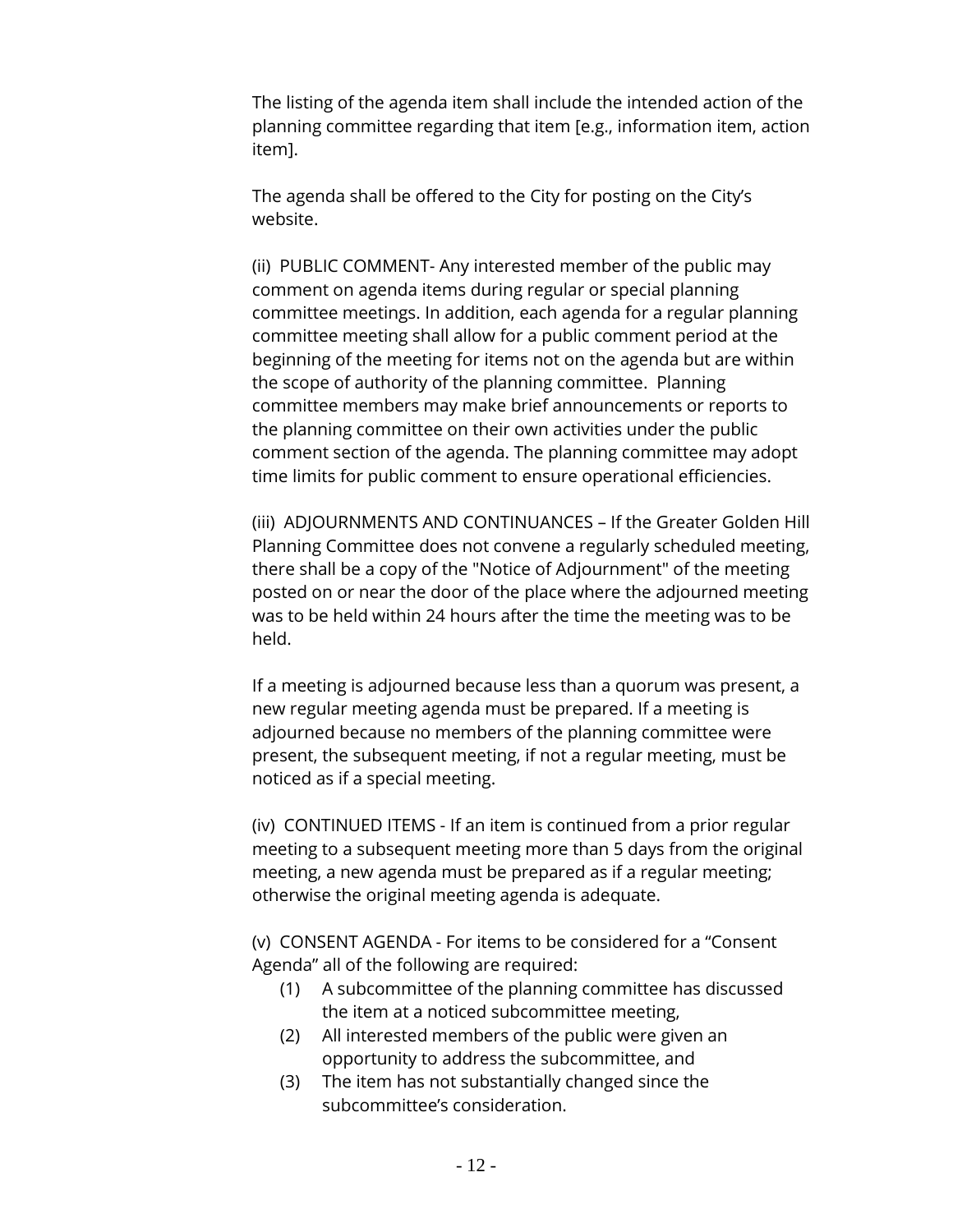The listing of the agenda item shall include the intended action of the planning committee regarding that item [e.g., information item, action item].

The agenda shall be offered to the City for posting on the City's website.

(ii) PUBLIC COMMENT- Any interested member of the public may comment on agenda items during regular or special planning committee meetings. In addition, each agenda for a regular planning committee meeting shall allow for a public comment period at the beginning of the meeting for items not on the agenda but are within the scope of authority of the planning committee. Planning committee members may make brief announcements or reports to the planning committee on their own activities under the public comment section of the agenda. The planning committee may adopt time limits for public comment to ensure operational efficiencies.

(iii) ADJOURNMENTS AND CONTINUANCES – If the Greater Golden Hill Planning Committee does not convene a regularly scheduled meeting, there shall be a copy of the "Notice of Adjournment" of the meeting posted on or near the door of the place where the adjourned meeting was to be held within 24 hours after the time the meeting was to be held.

If a meeting is adjourned because less than a quorum was present, a new regular meeting agenda must be prepared. If a meeting is adjourned because no members of the planning committee were present, the subsequent meeting, if not a regular meeting, must be noticed as if a special meeting.

(iv) CONTINUED ITEMS - If an item is continued from a prior regular meeting to a subsequent meeting more than 5 days from the original meeting, a new agenda must be prepared as if a regular meeting; otherwise the original meeting agenda is adequate.

(v) CONSENT AGENDA - For items to be considered for a "Consent Agenda" all of the following are required:

(1) A subcommittee of the planning committee has discussed the item at a noticed subcommittee meeting,
(2) All interested members of the public were given an opportunity to address the subcommittee, and
(3) The item has not substantially changed since the subcommittee's consideration.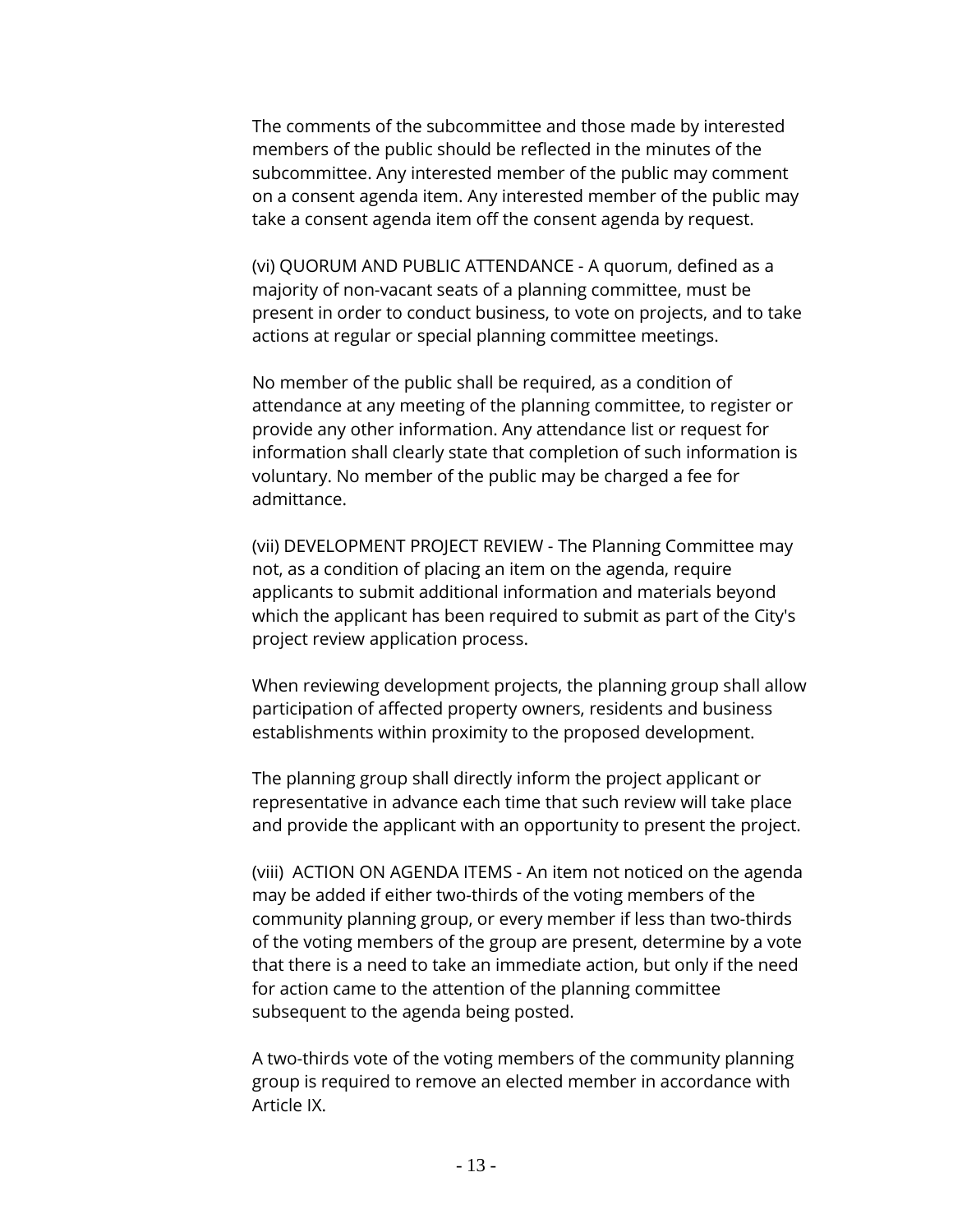The comments of the subcommittee and those made by interested members of the public should be reflected in the minutes of the subcommittee. Any interested member of the public may comment on a consent agenda item. Any interested member of the public may take a consent agenda item off the consent agenda by request.

(vi) QUORUM AND PUBLIC ATTENDANCE - A quorum, defined as a majority of non-vacant seats of a planning committee, must be present in order to conduct business, to vote on projects, and to take actions at regular or special planning committee meetings.

No member of the public shall be required, as a condition of attendance at any meeting of the planning committee, to register or provide any other information. Any attendance list or request for information shall clearly state that completion of such information is voluntary. No member of the public may be charged a fee for admittance.

(vii) DEVELOPMENT PROJECT REVIEW - The Planning Committee may not, as a condition of placing an item on the agenda, require applicants to submit additional information and materials beyond which the applicant has been required to submit as part of the City's project review application process.

When reviewing development projects, the planning group shall allow participation of affected property owners, residents and business establishments within proximity to the proposed development.

The planning group shall directly inform the project applicant or representative in advance each time that such review will take place and provide the applicant with an opportunity to present the project.

(viii) ACTION ON AGENDA ITEMS - An item not noticed on the agenda may be added if either two-thirds of the voting members of the community planning group, or every member if less than two-thirds of the voting members of the group are present, determine by a vote that there is a need to take an immediate action, but only if the need for action came to the attention of the planning committee subsequent to the agenda being posted.

A two-thirds vote of the voting members of the community planning group is required to remove an elected member in accordance with Article IX.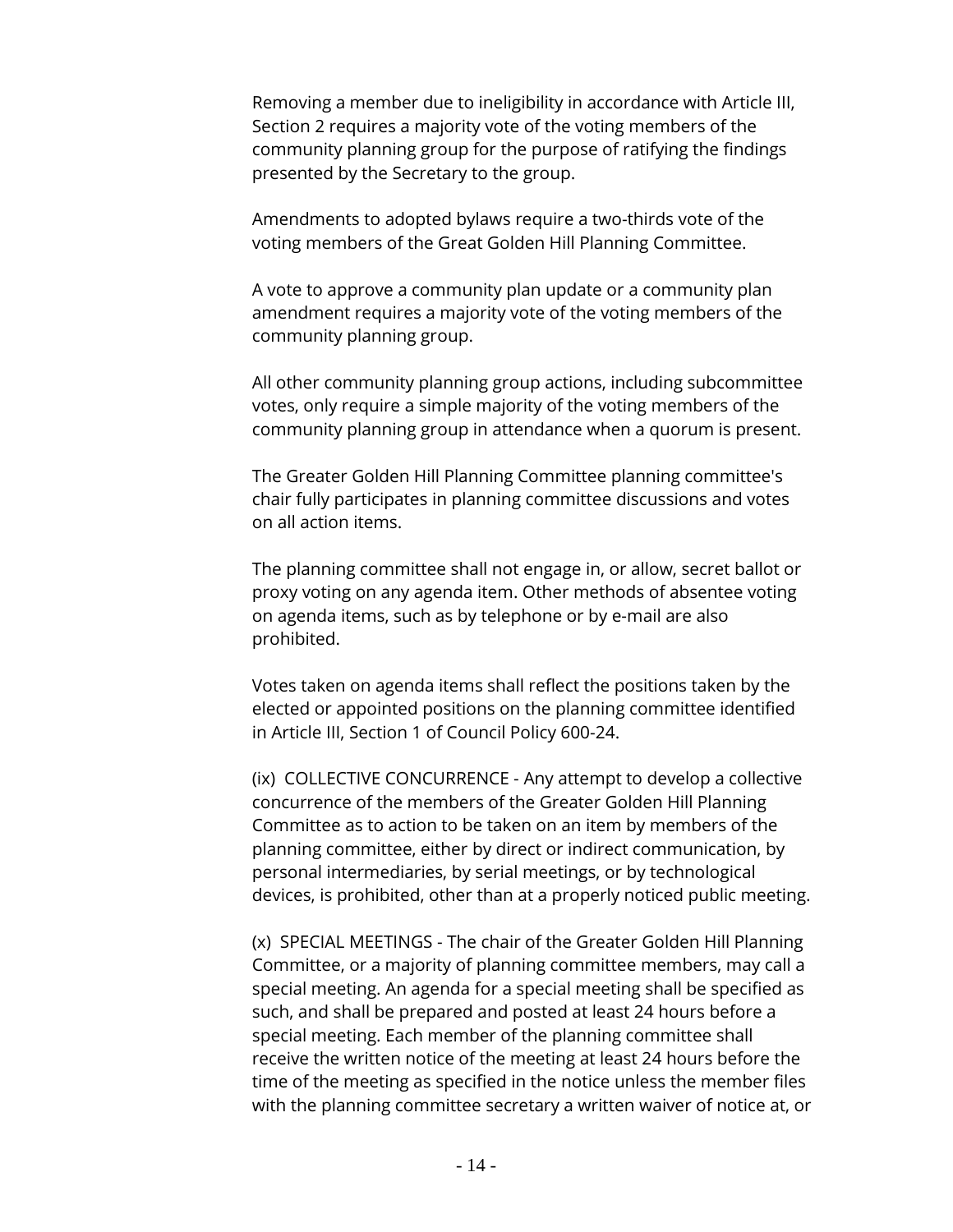Removing a member due to ineligibility in accordance with Article III, Section 2 requires a majority vote of the voting members of the community planning group for the purpose of ratifying the findings presented by the Secretary to the group.

Amendments to adopted bylaws require a two-thirds vote of the voting members of the Great Golden Hill Planning Committee.

A vote to approve a community plan update or a community plan amendment requires a majority vote of the voting members of the community planning group.

All other community planning group actions, including subcommittee votes, only require a simple majority of the voting members of the community planning group in attendance when a quorum is present.

The Greater Golden Hill Planning Committee planning committee's chair fully participates in planning committee discussions and votes on all action items.

The planning committee shall not engage in, or allow, secret ballot or proxy voting on any agenda item. Other methods of absentee voting on agenda items, such as by telephone or by e-mail are also prohibited.

Votes taken on agenda items shall reflect the positions taken by the elected or appointed positions on the planning committee identified in Article III, Section 1 of Council Policy 600-24.

(ix) COLLECTIVE CONCURRENCE - Any attempt to develop a collective concurrence of the members of the Greater Golden Hill Planning Committee as to action to be taken on an item by members of the planning committee, either by direct or indirect communication, by personal intermediaries, by serial meetings, or by technological devices, is prohibited, other than at a properly noticed public meeting.

(x) SPECIAL MEETINGS - The chair of the Greater Golden Hill Planning Committee, or a majority of planning committee members, may call a special meeting. An agenda for a special meeting shall be specified as such, and shall be prepared and posted at least 24 hours before a special meeting. Each member of the planning committee shall receive the written notice of the meeting at least 24 hours before the time of the meeting as specified in the notice unless the member files with the planning committee secretary a written waiver of notice at, or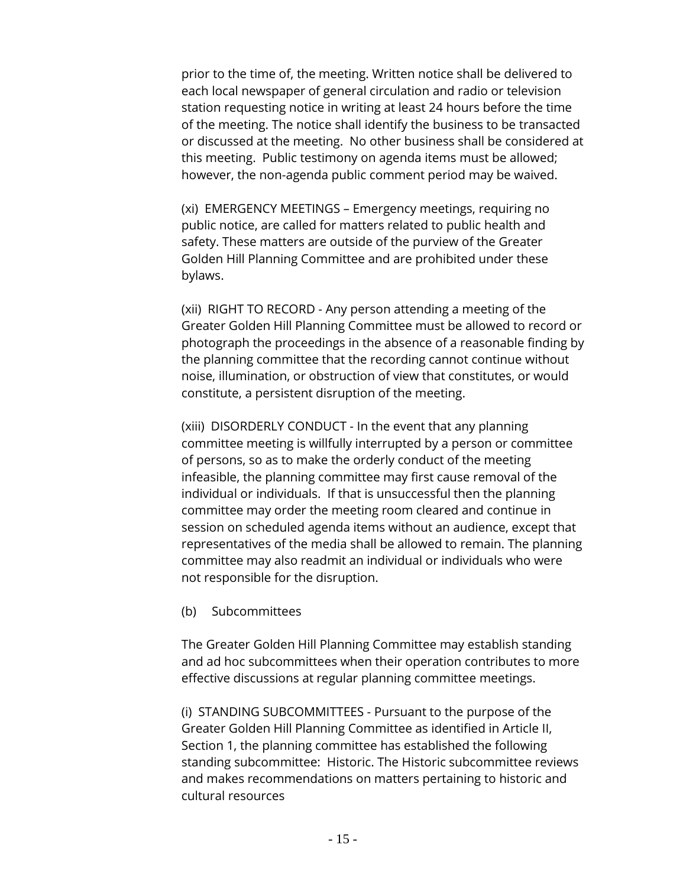prior to the time of, the meeting. Written notice shall be delivered to each local newspaper of general circulation and radio or television station requesting notice in writing at least 24 hours before the time of the meeting. The notice shall identify the business to be transacted or discussed at the meeting. No other business shall be considered at this meeting. Public testimony on agenda items must be allowed; however, the non-agenda public comment period may be waived.

(xi) EMERGENCY MEETINGS – Emergency meetings, requiring no public notice, are called for matters related to public health and safety. These matters are outside of the purview of the Greater Golden Hill Planning Committee and are prohibited under these bylaws.

(xii) RIGHT TO RECORD - Any person attending a meeting of the Greater Golden Hill Planning Committee must be allowed to record or photograph the proceedings in the absence of a reasonable finding by the planning committee that the recording cannot continue without noise, illumination, or obstruction of view that constitutes, or would constitute, a persistent disruption of the meeting.

(xiii) DISORDERLY CONDUCT - In the event that any planning committee meeting is willfully interrupted by a person or committee of persons, so as to make the orderly conduct of the meeting infeasible, the planning committee may first cause removal of the individual or individuals. If that is unsuccessful then the planning committee may order the meeting room cleared and continue in session on scheduled agenda items without an audience, except that representatives of the media shall be allowed to remain. The planning committee may also readmit an individual or individuals who were not responsible for the disruption.

(b) Subcommittees

The Greater Golden Hill Planning Committee may establish standing and ad hoc subcommittees when their operation contributes to more effective discussions at regular planning committee meetings.

(i) STANDING SUBCOMMITTEES - Pursuant to the purpose of the Greater Golden Hill Planning Committee as identified in Article II, Section 1, the planning committee has established the following standing subcommittee: Historic. The Historic subcommittee reviews and makes recommendations on matters pertaining to historic and cultural resources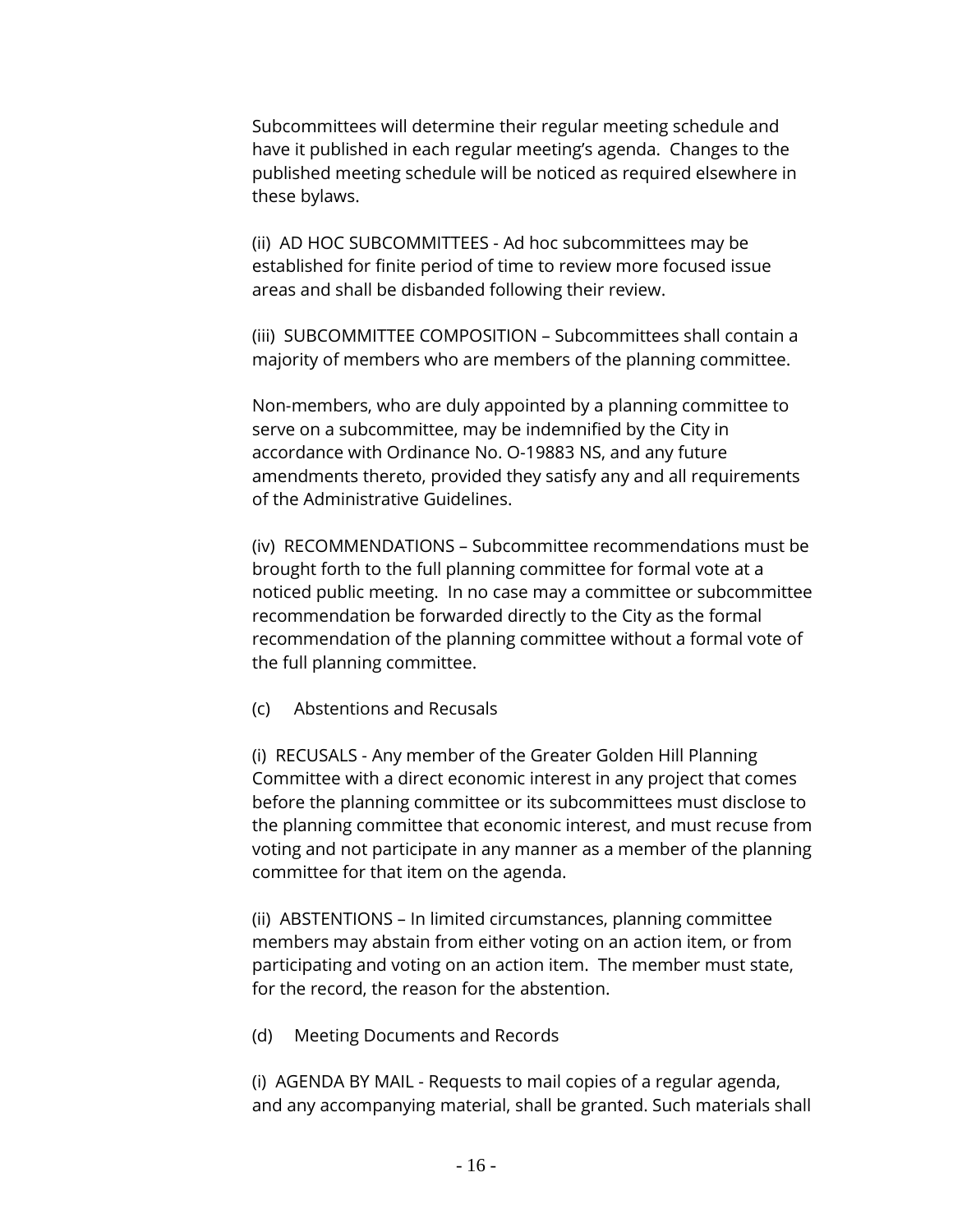Subcommittees will determine their regular meeting schedule and have it published in each regular meeting's agenda. Changes to the published meeting schedule will be noticed as required elsewhere in these bylaws.

(ii) AD HOC SUBCOMMITTEES - Ad hoc subcommittees may be established for finite period of time to review more focused issue areas and shall be disbanded following their review.

(iii) SUBCOMMITTEE COMPOSITION – Subcommittees shall contain a majority of members who are members of the planning committee.

Non-members, who are duly appointed by a planning committee to serve on a subcommittee, may be indemnified by the City in accordance with Ordinance No. O-19883 NS, and any future amendments thereto, provided they satisfy any and all requirements of the Administrative Guidelines.

(iv) RECOMMENDATIONS – Subcommittee recommendations must be brought forth to the full planning committee for formal vote at a noticed public meeting. In no case may a committee or subcommittee recommendation be forwarded directly to the City as the formal recommendation of the planning committee without a formal vote of the full planning committee.

(c) Abstentions and Recusals

(i) RECUSALS - Any member of the Greater Golden Hill Planning Committee with a direct economic interest in any project that comes before the planning committee or its subcommittees must disclose to the planning committee that economic interest, and must recuse from voting and not participate in any manner as a member of the planning committee for that item on the agenda.

(ii) ABSTENTIONS – In limited circumstances, planning committee members may abstain from either voting on an action item, or from participating and voting on an action item. The member must state, for the record, the reason for the abstention.

(d) Meeting Documents and Records

(i) AGENDA BY MAIL - Requests to mail copies of a regular agenda, and any accompanying material, shall be granted. Such materials shall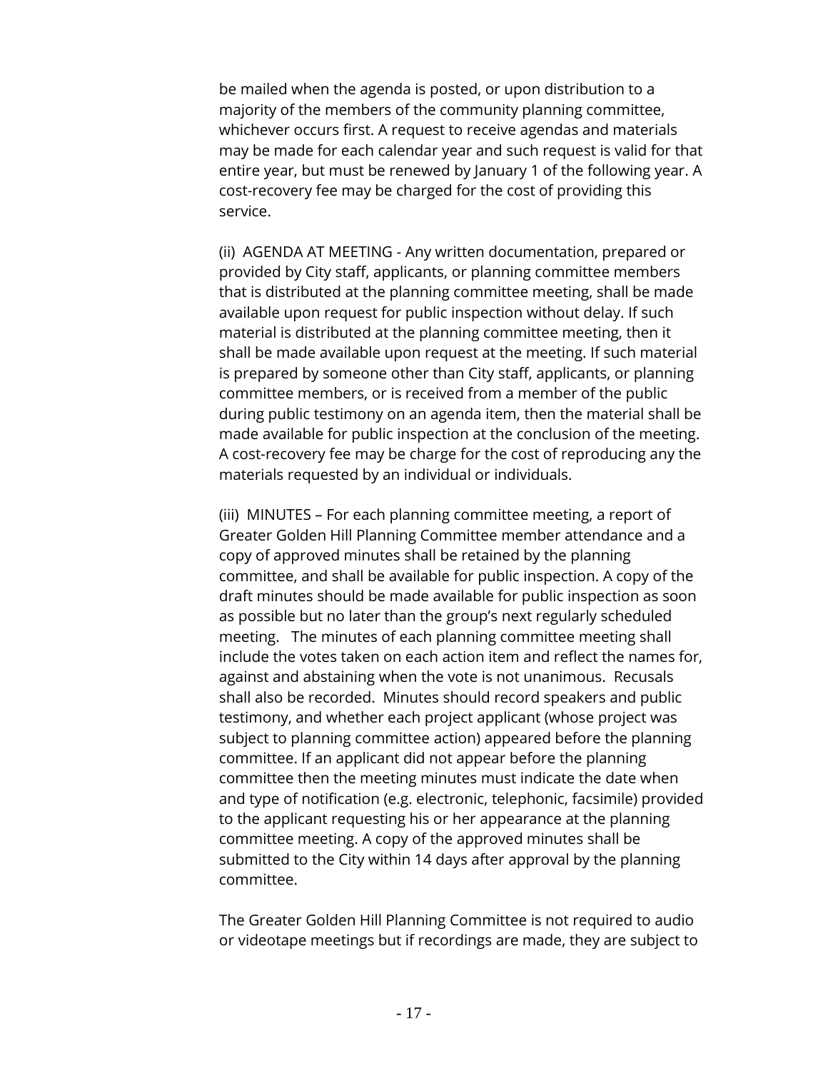be mailed when the agenda is posted, or upon distribution to a majority of the members of the community planning committee, whichever occurs first. A request to receive agendas and materials may be made for each calendar year and such request is valid for that entire year, but must be renewed by January 1 of the following year. A cost-recovery fee may be charged for the cost of providing this service.

(ii) AGENDA AT MEETING - Any written documentation, prepared or provided by City staff, applicants, or planning committee members that is distributed at the planning committee meeting, shall be made available upon request for public inspection without delay. If such material is distributed at the planning committee meeting, then it shall be made available upon request at the meeting. If such material is prepared by someone other than City staff, applicants, or planning committee members, or is received from a member of the public during public testimony on an agenda item, then the material shall be made available for public inspection at the conclusion of the meeting. A cost-recovery fee may be charge for the cost of reproducing any the materials requested by an individual or individuals.

(iii) MINUTES – For each planning committee meeting, a report of Greater Golden Hill Planning Committee member attendance and a copy of approved minutes shall be retained by the planning committee, and shall be available for public inspection. A copy of the draft minutes should be made available for public inspection as soon as possible but no later than the group's next regularly scheduled meeting. The minutes of each planning committee meeting shall include the votes taken on each action item and reflect the names for, against and abstaining when the vote is not unanimous. Recusals shall also be recorded. Minutes should record speakers and public testimony, and whether each project applicant (whose project was subject to planning committee action) appeared before the planning committee. If an applicant did not appear before the planning committee then the meeting minutes must indicate the date when and type of notification (e.g. electronic, telephonic, facsimile) provided to the applicant requesting his or her appearance at the planning committee meeting. A copy of the approved minutes shall be submitted to the City within 14 days after approval by the planning committee.

The Greater Golden Hill Planning Committee is not required to audio or videotape meetings but if recordings are made, they are subject to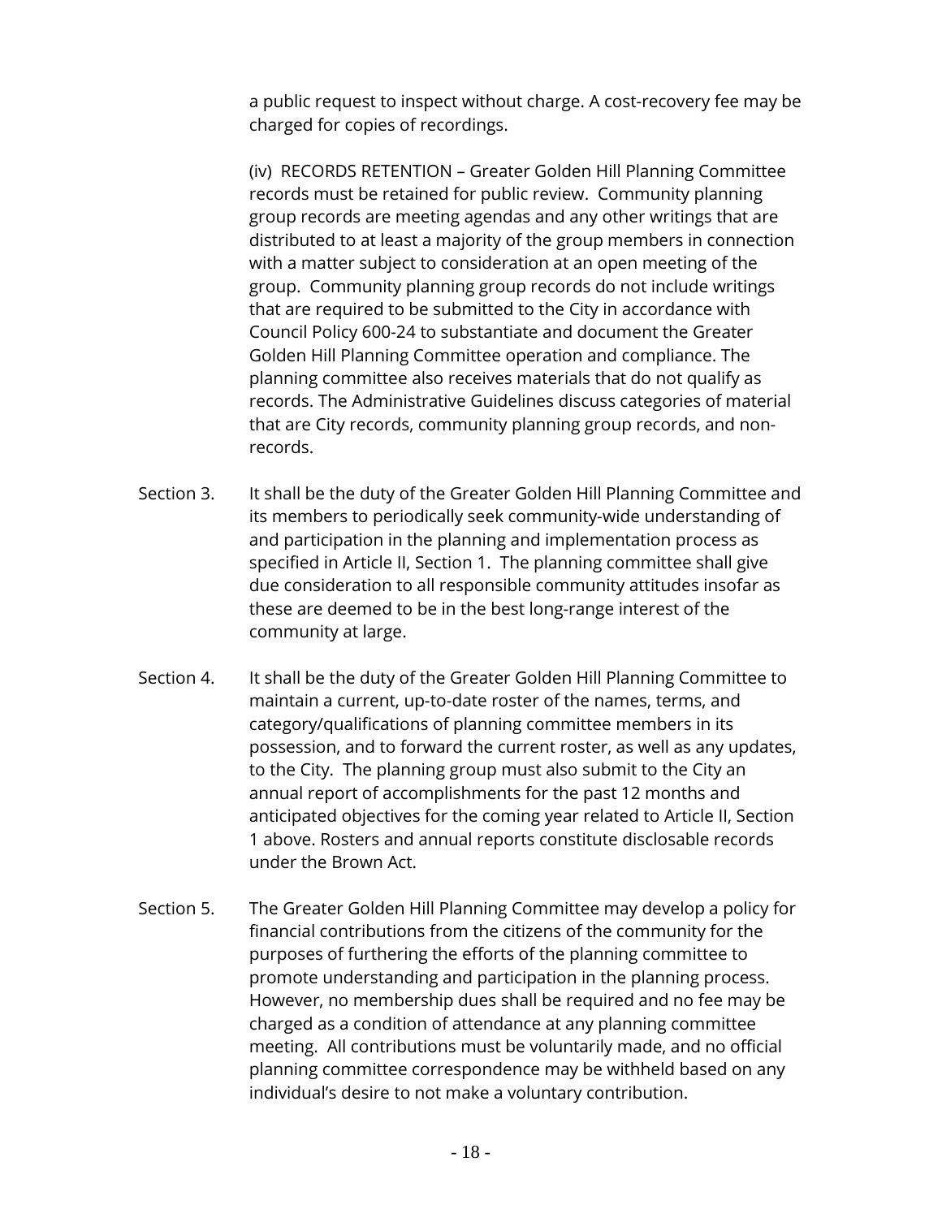a public request to inspect without charge. A cost-recovery fee may be charged for copies of recordings.

(iv) RECORDS RETENTION – Greater Golden Hill Planning Committee records must be retained for public review. Community planning group records are meeting agendas and any other writings that are distributed to at least a majority of the group members in connection with a matter subject to consideration at an open meeting of the group. Community planning group records do not include writings that are required to be submitted to the City in accordance with Council Policy 600-24 to substantiate and document the Greater Golden Hill Planning Committee operation and compliance. The planning committee also receives materials that do not qualify as records. The Administrative Guidelines discuss categories of material that are City records, community planning group records, and non-records.

Section 3. It shall be the duty of the Greater Golden Hill Planning Committee and its members to periodically seek community-wide understanding of and participation in the planning and implementation process as specified in Article II, Section 1. The planning committee shall give due consideration to all responsible community attitudes insofar as these are deemed to be in the best long-range interest of the community at large.

Section 4. It shall be the duty of the Greater Golden Hill Planning Committee to maintain a current, up-to-date roster of the names, terms, and category/qualifications of planning committee members in its possession, and to forward the current roster, as well as any updates, to the City. The planning group must also submit to the City an annual report of accomplishments for the past 12 months and anticipated objectives for the coming year related to Article II, Section 1 above. Rosters and annual reports constitute disclosable records under the Brown Act.

Section 5. The Greater Golden Hill Planning Committee may develop a policy for financial contributions from the citizens of the community for the purposes of furthering the efforts of the planning committee to promote understanding and participation in the planning process. However, no membership dues shall be required and no fee may be charged as a condition of attendance at any planning committee meeting. All contributions must be voluntarily made, and no official planning committee correspondence may be withheld based on any individual's desire to not make a voluntary contribution.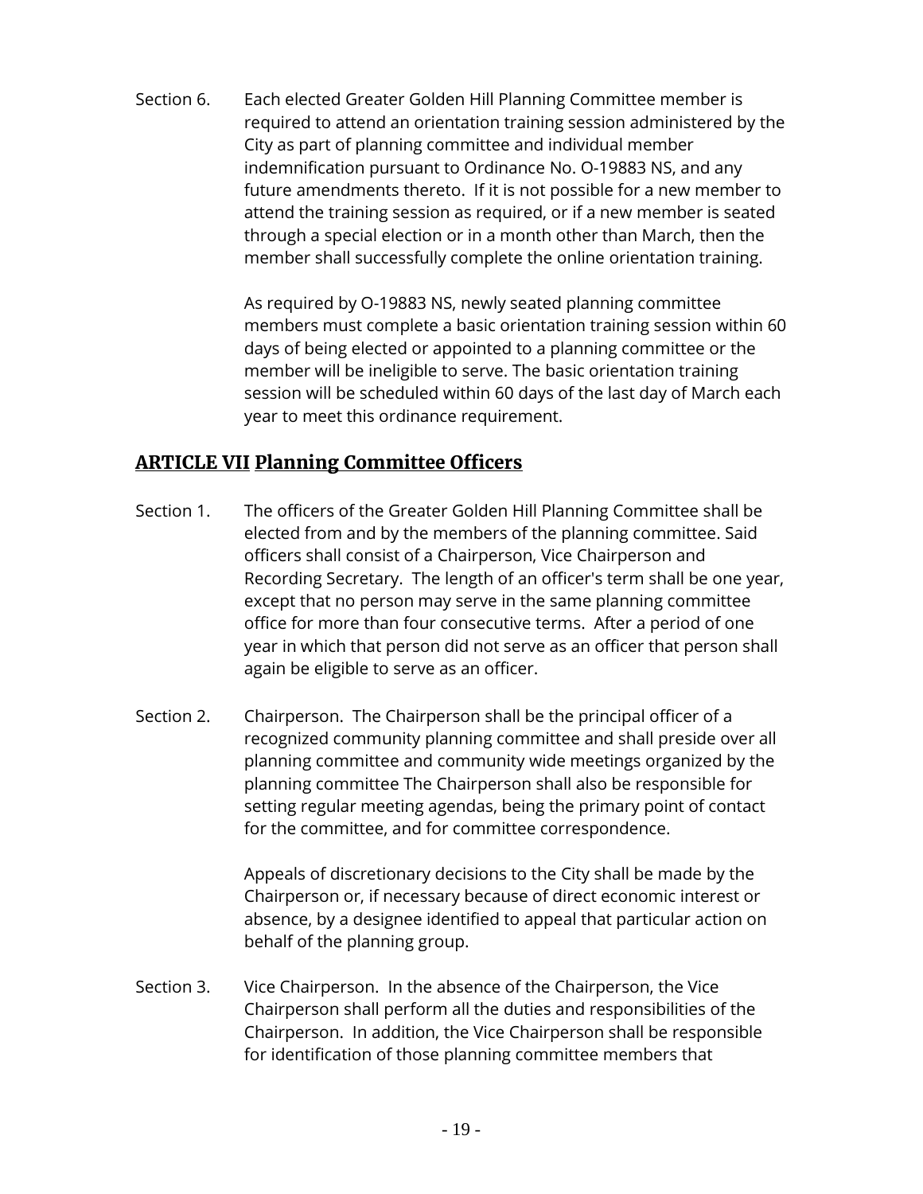Section 6. Each elected Greater Golden Hill Planning Committee member is required to attend an orientation training session administered by the City as part of planning committee and individual member indemnification pursuant to Ordinance No. O-19883 NS, and any future amendments thereto. If it is not possible for a new member to attend the training session as required, or if a new member is seated through a special election or in a month other than March, then the member shall successfully complete the online orientation training.

As required by O-19883 NS, newly seated planning committee members must complete a basic orientation training session within 60 days of being elected or appointed to a planning committee or the member will be ineligible to serve. The basic orientation training session will be scheduled within 60 days of the last day of March each year to meet this ordinance requirement.

## ARTICLE VII Planning Committee Officers

Section 1. The officers of the Greater Golden Hill Planning Committee shall be elected from and by the members of the planning committee. Said officers shall consist of a Chairperson, Vice Chairperson and Recording Secretary. The length of an officer's term shall be one year, except that no person may serve in the same planning committee office for more than four consecutive terms. After a period of one year in which that person did not serve as an officer that person shall again be eligible to serve as an officer.

Section 2. Chairperson. The Chairperson shall be the principal officer of a recognized community planning committee and shall preside over all planning committee and community wide meetings organized by the planning committee The Chairperson shall also be responsible for setting regular meeting agendas, being the primary point of contact for the committee, and for committee correspondence.

Appeals of discretionary decisions to the City shall be made by the Chairperson or, if necessary because of direct economic interest or absence, by a designee identified to appeal that particular action on behalf of the planning group.

Section 3. Vice Chairperson. In the absence of the Chairperson, the Vice Chairperson shall perform all the duties and responsibilities of the Chairperson. In addition, the Vice Chairperson shall be responsible for identification of those planning committee members that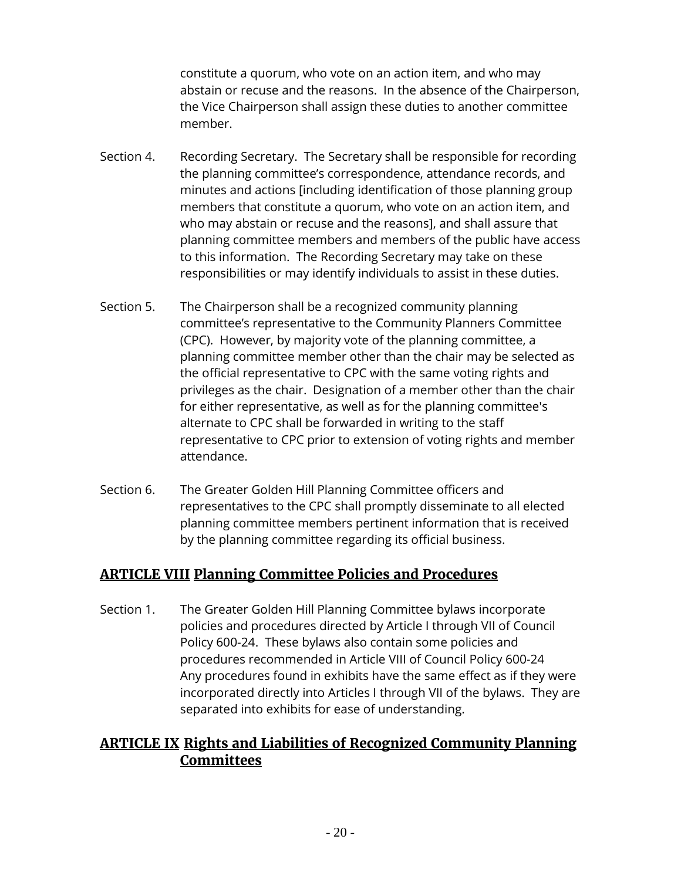constitute a quorum, who vote on an action item, and who may abstain or recuse and the reasons. In the absence of the Chairperson, the Vice Chairperson shall assign these duties to another committee member.

Section 4. Recording Secretary. The Secretary shall be responsible for recording the planning committee's correspondence, attendance records, and minutes and actions [including identification of those planning group members that constitute a quorum, who vote on an action item, and who may abstain or recuse and the reasons], and shall assure that planning committee members and members of the public have access to this information. The Recording Secretary may take on these responsibilities or may identify individuals to assist in these duties.

Section 5. The Chairperson shall be a recognized community planning committee's representative to the Community Planners Committee (CPC). However, by majority vote of the planning committee, a planning committee member other than the chair may be selected as the official representative to CPC with the same voting rights and privileges as the chair. Designation of a member other than the chair for either representative, as well as for the planning committee's alternate to CPC shall be forwarded in writing to the staff representative to CPC prior to extension of voting rights and member attendance.

Section 6. The Greater Golden Hill Planning Committee officers and representatives to the CPC shall promptly disseminate to all elected planning committee members pertinent information that is received by the planning committee regarding its official business.

## ARTICLE VIII Planning Committee Policies and Procedures

Section 1. The Greater Golden Hill Planning Committee bylaws incorporate policies and procedures directed by Article I through VII of Council Policy 600-24. These bylaws also contain some policies and procedures recommended in Article VIII of Council Policy 600-24 Any procedures found in exhibits have the same effect as if they were incorporated directly into Articles I through VII of the bylaws. They are separated into exhibits for ease of understanding.

## ARTICLE IX Rights and Liabilities of Recognized Community Planning Committees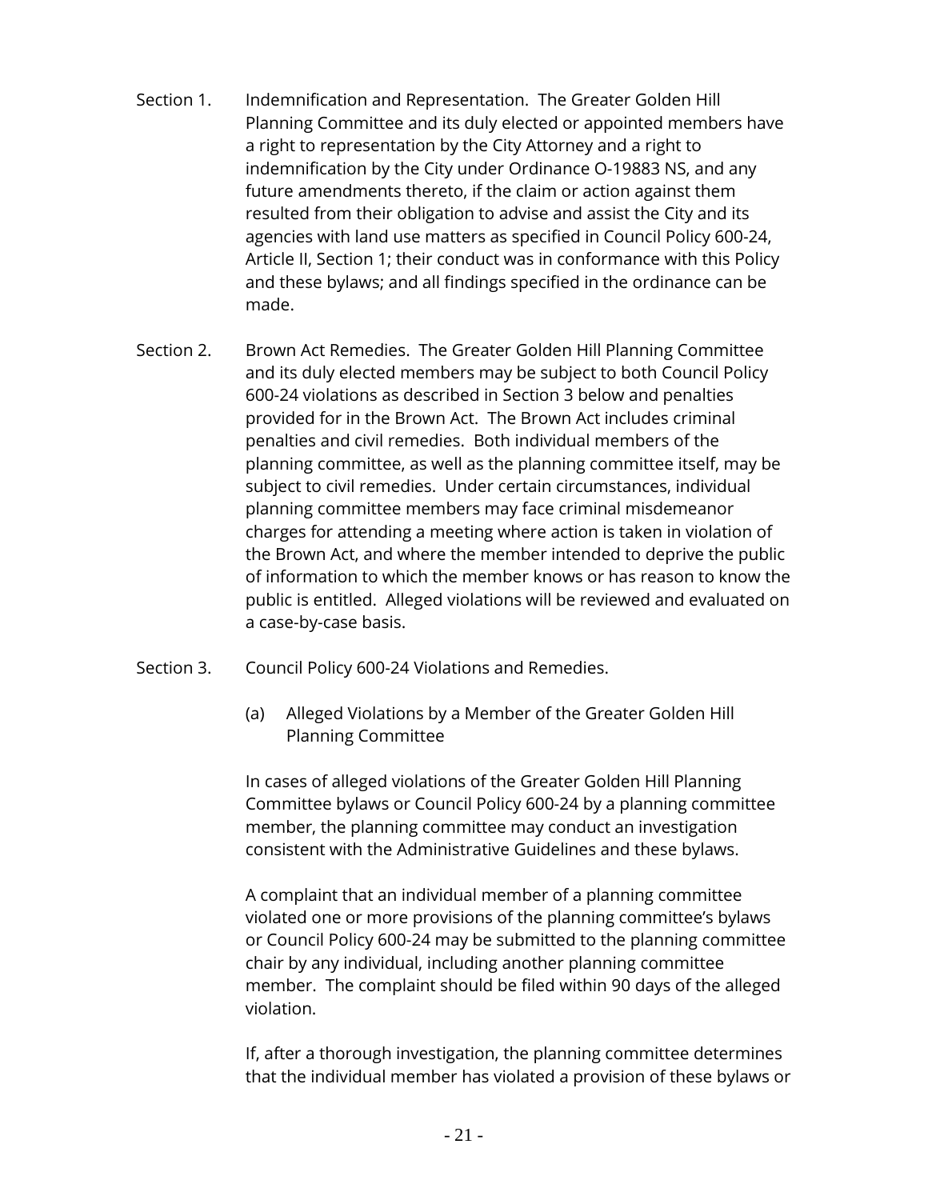Section 1. Indemnification and Representation. The Greater Golden Hill Planning Committee and its duly elected or appointed members have a right to representation by the City Attorney and a right to indemnification by the City under Ordinance O-19883 NS, and any future amendments thereto, if the claim or action against them resulted from their obligation to advise and assist the City and its agencies with land use matters as specified in Council Policy 600-24, Article II, Section 1; their conduct was in conformance with this Policy and these bylaws; and all findings specified in the ordinance can be made.

Section 2. Brown Act Remedies. The Greater Golden Hill Planning Committee and its duly elected members may be subject to both Council Policy 600-24 violations as described in Section 3 below and penalties provided for in the Brown Act. The Brown Act includes criminal penalties and civil remedies. Both individual members of the planning committee, as well as the planning committee itself, may be subject to civil remedies. Under certain circumstances, individual planning committee members may face criminal misdemeanor charges for attending a meeting where action is taken in violation of the Brown Act, and where the member intended to deprive the public of information to which the member knows or has reason to know the public is entitled. Alleged violations will be reviewed and evaluated on a case-by-case basis.

Section 3. Council Policy 600-24 Violations and Remedies.

(a) Alleged Violations by a Member of the Greater Golden Hill Planning Committee

In cases of alleged violations of the Greater Golden Hill Planning Committee bylaws or Council Policy 600-24 by a planning committee member, the planning committee may conduct an investigation consistent with the Administrative Guidelines and these bylaws.

A complaint that an individual member of a planning committee violated one or more provisions of the planning committee's bylaws or Council Policy 600-24 may be submitted to the planning committee chair by any individual, including another planning committee member. The complaint should be filed within 90 days of the alleged violation.

If, after a thorough investigation, the planning committee determines that the individual member has violated a provision of these bylaws or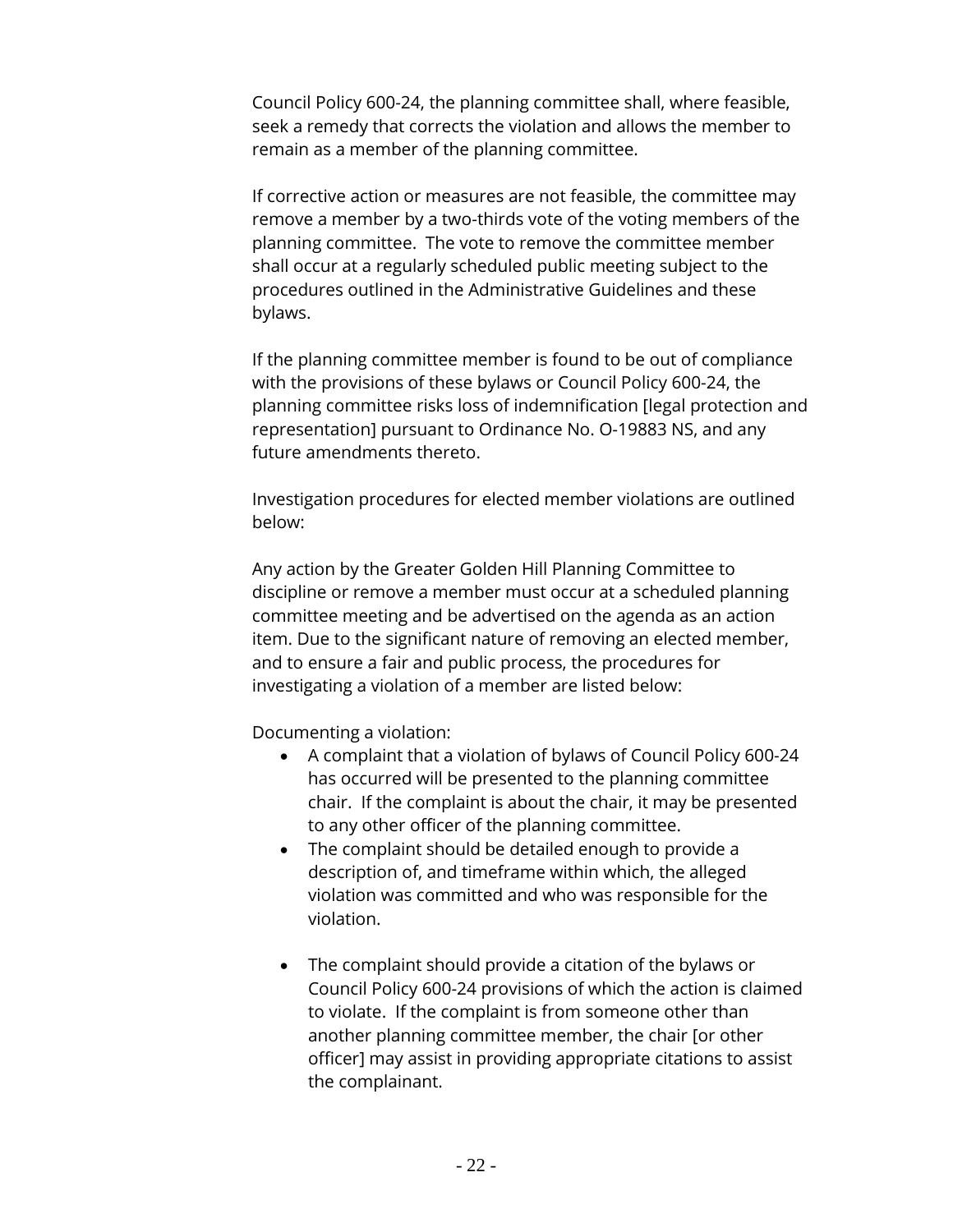Council Policy 600-24, the planning committee shall, where feasible, seek a remedy that corrects the violation and allows the member to remain as a member of the planning committee.

If corrective action or measures are not feasible, the committee may remove a member by a two-thirds vote of the voting members of the planning committee. The vote to remove the committee member shall occur at a regularly scheduled public meeting subject to the procedures outlined in the Administrative Guidelines and these bylaws.

If the planning committee member is found to be out of compliance with the provisions of these bylaws or Council Policy 600-24, the planning committee risks loss of indemnification [legal protection and representation] pursuant to Ordinance No. O-19883 NS, and any future amendments thereto.

Investigation procedures for elected member violations are outlined below:

Any action by the Greater Golden Hill Planning Committee to discipline or remove a member must occur at a scheduled planning committee meeting and be advertised on the agenda as an action item. Due to the significant nature of removing an elected member, and to ensure a fair and public process, the procedures for investigating a violation of a member are listed below:

Documenting a violation:

- A complaint that a violation of bylaws of Council Policy 600-24 has occurred will be presented to the planning committee chair. If the complaint is about the chair, it may be presented to any other officer of the planning committee.
- The complaint should be detailed enough to provide a description of, and timeframe within which, the alleged violation was committed and who was responsible for the violation.
- The complaint should provide a citation of the bylaws or Council Policy 600-24 provisions of which the action is claimed to violate. If the complaint is from someone other than another planning committee member, the chair [or other officer] may assist in providing appropriate citations to assist the complainant.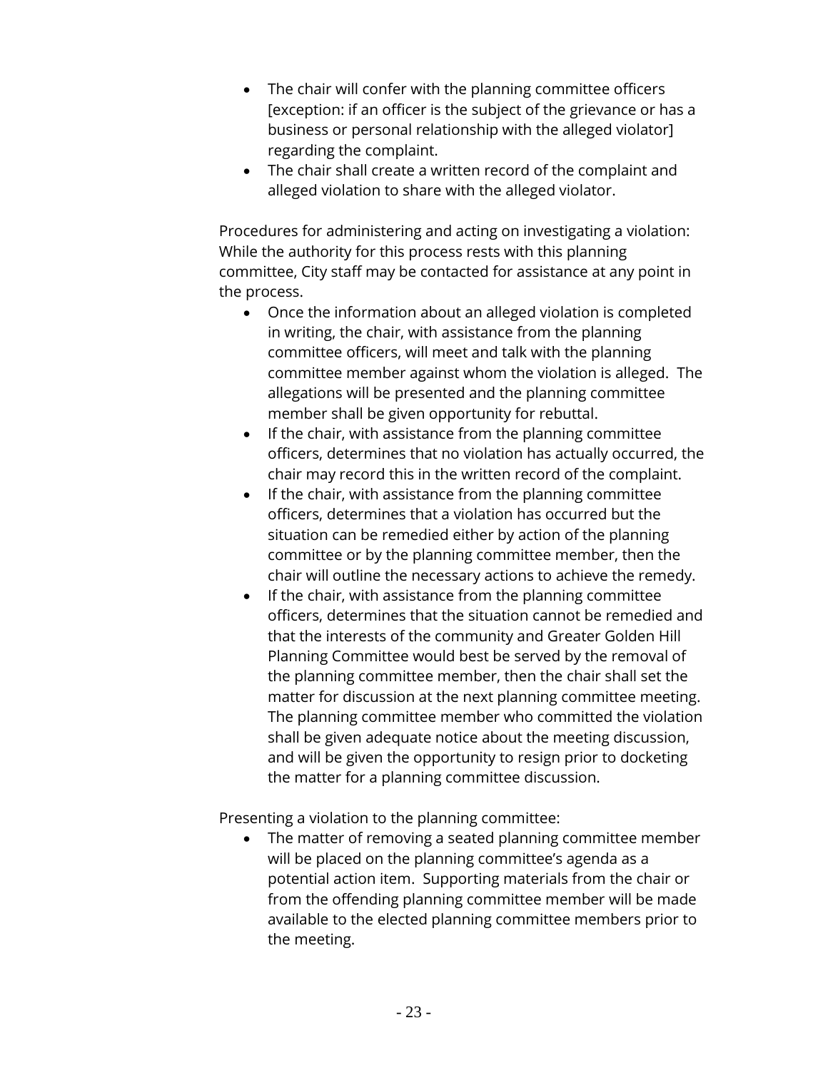- The chair will confer with the planning committee officers [exception: if an officer is the subject of the grievance or has a business or personal relationship with the alleged violator] regarding the complaint.
- The chair shall create a written record of the complaint and alleged violation to share with the alleged violator.

Procedures for administering and acting on investigating a violation: While the authority for this process rests with this planning committee, City staff may be contacted for assistance at any point in the process.

- Once the information about an alleged violation is completed in writing, the chair, with assistance from the planning committee officers, will meet and talk with the planning committee member against whom the violation is alleged. The allegations will be presented and the planning committee member shall be given opportunity for rebuttal.
- If the chair, with assistance from the planning committee officers, determines that no violation has actually occurred, the chair may record this in the written record of the complaint.
- If the chair, with assistance from the planning committee officers, determines that a violation has occurred but the situation can be remedied either by action of the planning committee or by the planning committee member, then the chair will outline the necessary actions to achieve the remedy.
- If the chair, with assistance from the planning committee officers, determines that the situation cannot be remedied and that the interests of the community and Greater Golden Hill Planning Committee would best be served by the removal of the planning committee member, then the chair shall set the matter for discussion at the next planning committee meeting. The planning committee member who committed the violation shall be given adequate notice about the meeting discussion, and will be given the opportunity to resign prior to docketing the matter for a planning committee discussion.

Presenting a violation to the planning committee:

- The matter of removing a seated planning committee member will be placed on the planning committee's agenda as a potential action item. Supporting materials from the chair or from the offending planning committee member will be made available to the elected planning committee members prior to the meeting.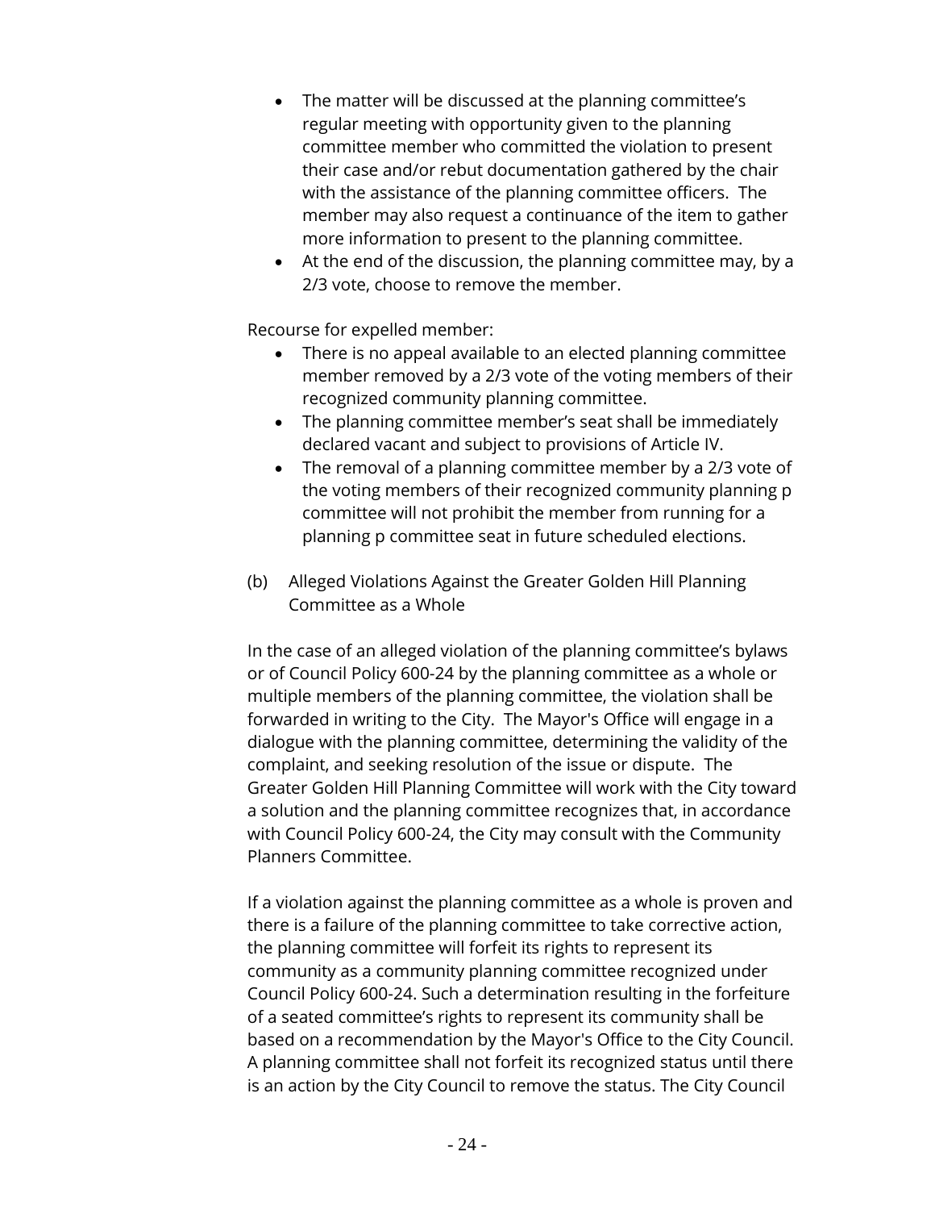- The matter will be discussed at the planning committee's regular meeting with opportunity given to the planning committee member who committed the violation to present their case and/or rebut documentation gathered by the chair with the assistance of the planning committee officers. The member may also request a continuance of the item to gather more information to present to the planning committee.
- At the end of the discussion, the planning committee may, by a 2/3 vote, choose to remove the member.

Recourse for expelled member:

- There is no appeal available to an elected planning committee member removed by a 2/3 vote of the voting members of their recognized community planning committee.
- The planning committee member's seat shall be immediately declared vacant and subject to provisions of Article IV.
- The removal of a planning committee member by a 2/3 vote of the voting members of their recognized community planning p committee will not prohibit the member from running for a planning p committee seat in future scheduled elections.

(b) Alleged Violations Against the Greater Golden Hill Planning Committee as a Whole

In the case of an alleged violation of the planning committee's bylaws or of Council Policy 600-24 by the planning committee as a whole or multiple members of the planning committee, the violation shall be forwarded in writing to the City. The Mayor's Office will engage in a dialogue with the planning committee, determining the validity of the complaint, and seeking resolution of the issue or dispute. The Greater Golden Hill Planning Committee will work with the City toward a solution and the planning committee recognizes that, in accordance with Council Policy 600-24, the City may consult with the Community Planners Committee.

If a violation against the planning committee as a whole is proven and there is a failure of the planning committee to take corrective action, the planning committee will forfeit its rights to represent its community as a community planning committee recognized under Council Policy 600-24. Such a determination resulting in the forfeiture of a seated committee's rights to represent its community shall be based on a recommendation by the Mayor's Office to the City Council. A planning committee shall not forfeit its recognized status until there is an action by the City Council to remove the status. The City Council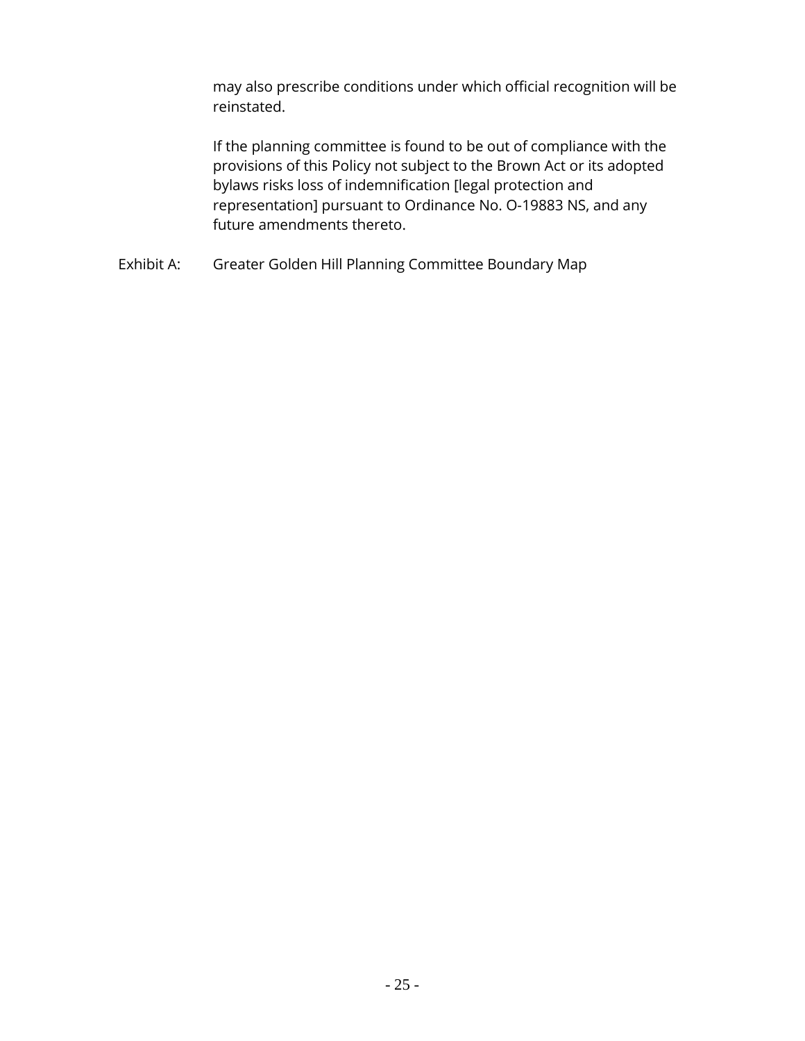may also prescribe conditions under which official recognition will be reinstated.

If the planning committee is found to be out of compliance with the provisions of this Policy not subject to the Brown Act or its adopted bylaws risks loss of indemnification [legal protection and representation] pursuant to Ordinance No. O-19883 NS, and any future amendments thereto.

Exhibit A: Greater Golden Hill Planning Committee Boundary Map